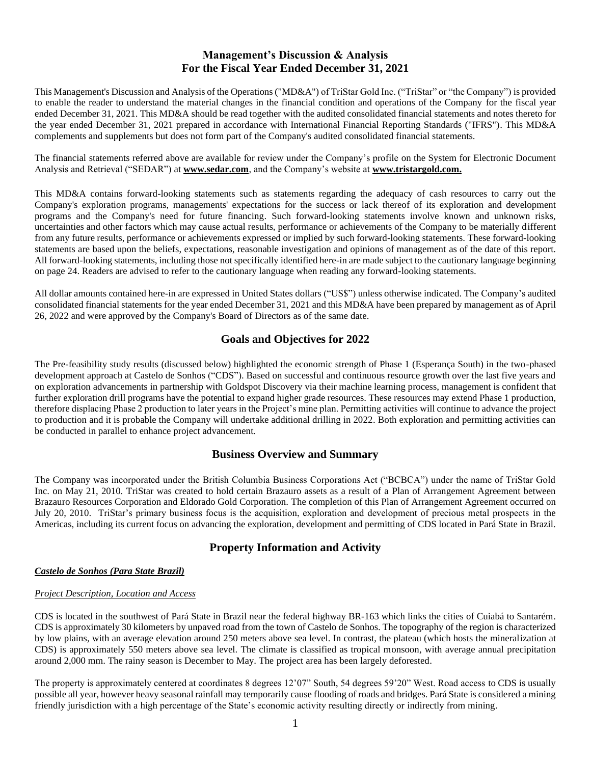# Management's Discussion & Analysis
# For the Fiscal Year Ended December 31, 2021

This Management's Discussion and Analysis of the Operations ("MD&A") of TriStar Gold Inc. ("TriStar" or "the Company") is provided to enable the reader to understand the material changes in the financial condition and operations of the Company for the fiscal year ended December 31, 2021. This MD&A should be read together with the audited consolidated financial statements and notes thereto for the year ended December 31, 2021 prepared in accordance with International Financial Reporting Standards ("IFRS"). This MD&A complements and supplements but does not form part of the Company's audited consolidated financial statements.

The financial statements referred above are available for review under the Company's profile on the System for Electronic Document Analysis and Retrieval ("SEDAR") at **www.sedar.com**, and the Company's website at **www.tristargold.com.**

This MD&A contains forward-looking statements such as statements regarding the adequacy of cash resources to carry out the Company's exploration programs, managements' expectations for the success or lack thereof of its exploration and development programs and the Company's need for future financing. Such forward-looking statements involve known and unknown risks, uncertainties and other factors which may cause actual results, performance or achievements of the Company to be materially different from any future results, performance or achievements expressed or implied by such forward-looking statements. These forward-looking statements are based upon the beliefs, expectations, reasonable investigation and opinions of management as of the date of this report. All forward-looking statements, including those not specifically identified here-in are made subject to the cautionary language beginning on page 24. Readers are advised to refer to the cautionary language when reading any forward-looking statements.

All dollar amounts contained here-in are expressed in United States dollars ("US$") unless otherwise indicated. The Company's audited consolidated financial statements for the year ended December 31, 2021 and this MD&A have been prepared by management as of April 26, 2022 and were approved by the Company's Board of Directors as of the same date.

## Goals and Objectives for 2022

The Pre-feasibility study results (discussed below) highlighted the economic strength of Phase 1 (Esperança South) in the two-phased development approach at Castelo de Sonhos ("CDS"). Based on successful and continuous resource growth over the last five years and on exploration advancements in partnership with Goldspot Discovery via their machine learning process, management is confident that further exploration drill programs have the potential to expand higher grade resources. These resources may extend Phase 1 production, therefore displacing Phase 2 production to later years in the Project's mine plan. Permitting activities will continue to advance the project to production and it is probable the Company will undertake additional drilling in 2022. Both exploration and permitting activities can be conducted in parallel to enhance project advancement.

## Business Overview and Summary

The Company was incorporated under the British Columbia Business Corporations Act ("BCBCA") under the name of TriStar Gold Inc. on May 21, 2010. TriStar was created to hold certain Brazauro assets as a result of a Plan of Arrangement Agreement between Brazauro Resources Corporation and Eldorado Gold Corporation. The completion of this Plan of Arrangement Agreement occurred on July 20, 2010. TriStar's primary business focus is the acquisition, exploration and development of precious metal prospects in the Americas, including its current focus on advancing the exploration, development and permitting of CDS located in Pará State in Brazil.

## Property Information and Activity

***Castelo de Sonhos (Para State Brazil)***

*Project Description, Location and Access*

CDS is located in the southwest of Pará State in Brazil near the federal highway BR-163 which links the cities of Cuiabá to Santarém. CDS is approximately 30 kilometers by unpaved road from the town of Castelo de Sonhos. The topography of the region is characterized by low plains, with an average elevation around 250 meters above sea level. In contrast, the plateau (which hosts the mineralization at CDS) is approximately 550 meters above sea level. The climate is classified as tropical monsoon, with average annual precipitation around 2,000 mm. The rainy season is December to May. The project area has been largely deforested.

The property is approximately centered at coordinates 8 degrees 12'07" South, 54 degrees 59'20" West. Road access to CDS is usually possible all year, however heavy seasonal rainfall may temporarily cause flooding of roads and bridges. Pará State is considered a mining friendly jurisdiction with a high percentage of the State's economic activity resulting directly or indirectly from mining.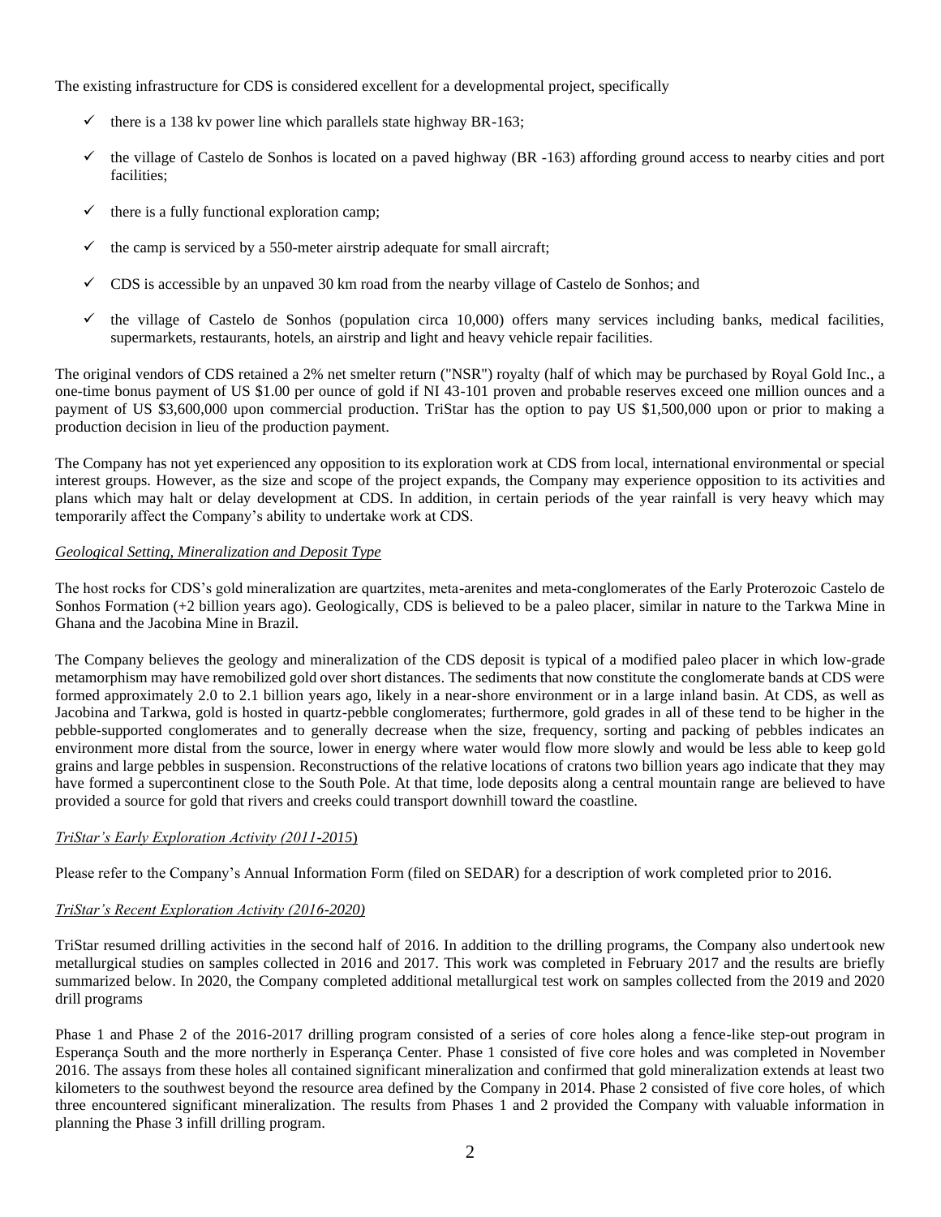The existing infrastructure for CDS is considered excellent for a developmental project, specifically

- ✓ there is a 138 kv power line which parallels state highway BR-163;
- ✓ the village of Castelo de Sonhos is located on a paved highway (BR -163) affording ground access to nearby cities and port facilities;
- ✓ there is a fully functional exploration camp;
- ✓ the camp is serviced by a 550-meter airstrip adequate for small aircraft;
- ✓ CDS is accessible by an unpaved 30 km road from the nearby village of Castelo de Sonhos; and
- ✓ the village of Castelo de Sonhos (population circa 10,000) offers many services including banks, medical facilities, supermarkets, restaurants, hotels, an airstrip and light and heavy vehicle repair facilities.

The original vendors of CDS retained a 2% net smelter return ("NSR") royalty (half of which may be purchased by Royal Gold Inc., a one-time bonus payment of US $1.00 per ounce of gold if NI 43-101 proven and probable reserves exceed one million ounces and a payment of US $3,600,000 upon commercial production. TriStar has the option to pay US $1,500,000 upon or prior to making a production decision in lieu of the production payment.

The Company has not yet experienced any opposition to its exploration work at CDS from local, international environmental or special interest groups. However, as the size and scope of the project expands, the Company may experience opposition to its activities and plans which may halt or delay development at CDS. In addition, in certain periods of the year rainfall is very heavy which may temporarily affect the Company's ability to undertake work at CDS.

*Geological Setting, Mineralization and Deposit Type*

The host rocks for CDS's gold mineralization are quartzites, meta-arenites and meta-conglomerates of the Early Proterozoic Castelo de Sonhos Formation (+2 billion years ago). Geologically, CDS is believed to be a paleo placer, similar in nature to the Tarkwa Mine in Ghana and the Jacobina Mine in Brazil.

The Company believes the geology and mineralization of the CDS deposit is typical of a modified paleo placer in which low-grade metamorphism may have remobilized gold over short distances. The sediments that now constitute the conglomerate bands at CDS were formed approximately 2.0 to 2.1 billion years ago, likely in a near-shore environment or in a large inland basin. At CDS, as well as Jacobina and Tarkwa, gold is hosted in quartz-pebble conglomerates; furthermore, gold grades in all of these tend to be higher in the pebble-supported conglomerates and to generally decrease when the size, frequency, sorting and packing of pebbles indicates an environment more distal from the source, lower in energy where water would flow more slowly and would be less able to keep gold grains and large pebbles in suspension. Reconstructions of the relative locations of cratons two billion years ago indicate that they may have formed a supercontinent close to the South Pole. At that time, lode deposits along a central mountain range are believed to have provided a source for gold that rivers and creeks could transport downhill toward the coastline.

*TriStar's Early Exploration Activity (2011-2015)*

Please refer to the Company's Annual Information Form (filed on SEDAR) for a description of work completed prior to 2016.

*TriStar's Recent Exploration Activity (2016-2020)*

TriStar resumed drilling activities in the second half of 2016. In addition to the drilling programs, the Company also undertook new metallurgical studies on samples collected in 2016 and 2017. This work was completed in February 2017 and the results are briefly summarized below. In 2020, the Company completed additional metallurgical test work on samples collected from the 2019 and 2020 drill programs

Phase 1 and Phase 2 of the 2016-2017 drilling program consisted of a series of core holes along a fence-like step-out program in Esperança South and the more northerly in Esperança Center. Phase 1 consisted of five core holes and was completed in November 2016. The assays from these holes all contained significant mineralization and confirmed that gold mineralization extends at least two kilometers to the southwest beyond the resource area defined by the Company in 2014. Phase 2 consisted of five core holes, of which three encountered significant mineralization. The results from Phases 1 and 2 provided the Company with valuable information in planning the Phase 3 infill drilling program.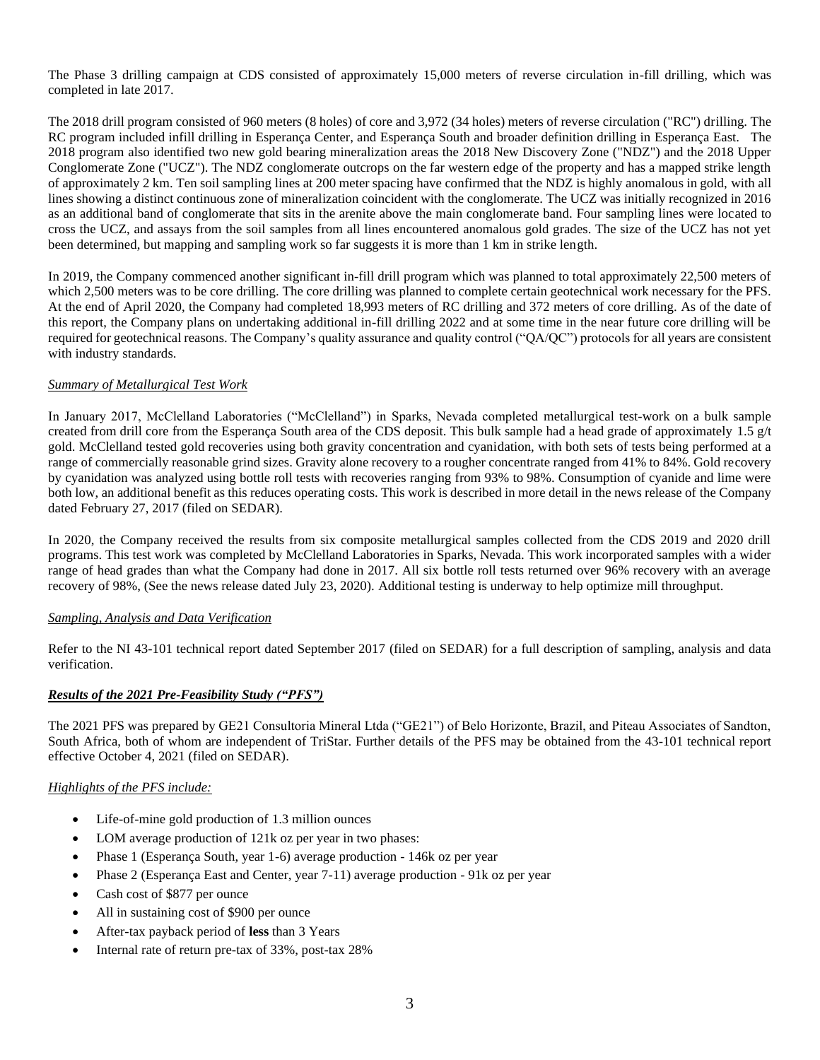The Phase 3 drilling campaign at CDS consisted of approximately 15,000 meters of reverse circulation in-fill drilling, which was completed in late 2017.

The 2018 drill program consisted of 960 meters (8 holes) of core and 3,972 (34 holes) meters of reverse circulation ("RC") drilling. The RC program included infill drilling in Esperança Center, and Esperança South and broader definition drilling in Esperança East. The 2018 program also identified two new gold bearing mineralization areas the 2018 New Discovery Zone ("NDZ") and the 2018 Upper Conglomerate Zone ("UCZ"). The NDZ conglomerate outcrops on the far western edge of the property and has a mapped strike length of approximately 2 km. Ten soil sampling lines at 200 meter spacing have confirmed that the NDZ is highly anomalous in gold, with all lines showing a distinct continuous zone of mineralization coincident with the conglomerate. The UCZ was initially recognized in 2016 as an additional band of conglomerate that sits in the arenite above the main conglomerate band. Four sampling lines were located to cross the UCZ, and assays from the soil samples from all lines encountered anomalous gold grades. The size of the UCZ has not yet been determined, but mapping and sampling work so far suggests it is more than 1 km in strike length.

In 2019, the Company commenced another significant in-fill drill program which was planned to total approximately 22,500 meters of which 2,500 meters was to be core drilling. The core drilling was planned to complete certain geotechnical work necessary for the PFS. At the end of April 2020, the Company had completed 18,993 meters of RC drilling and 372 meters of core drilling. As of the date of this report, the Company plans on undertaking additional in-fill drilling 2022 and at some time in the near future core drilling will be required for geotechnical reasons. The Company's quality assurance and quality control ("QA/QC") protocols for all years are consistent with industry standards.

*Summary of Metallurgical Test Work*

In January 2017, McClelland Laboratories ("McClelland") in Sparks, Nevada completed metallurgical test-work on a bulk sample created from drill core from the Esperança South area of the CDS deposit. This bulk sample had a head grade of approximately 1.5 g/t gold. McClelland tested gold recoveries using both gravity concentration and cyanidation, with both sets of tests being performed at a range of commercially reasonable grind sizes. Gravity alone recovery to a rougher concentrate ranged from 41% to 84%. Gold recovery by cyanidation was analyzed using bottle roll tests with recoveries ranging from 93% to 98%. Consumption of cyanide and lime were both low, an additional benefit as this reduces operating costs. This work is described in more detail in the news release of the Company dated February 27, 2017 (filed on SEDAR).

In 2020, the Company received the results from six composite metallurgical samples collected from the CDS 2019 and 2020 drill programs. This test work was completed by McClelland Laboratories in Sparks, Nevada. This work incorporated samples with a wider range of head grades than what the Company had done in 2017. All six bottle roll tests returned over 96% recovery with an average recovery of 98%, (See the news release dated July 23, 2020). Additional testing is underway to help optimize mill throughput.

*Sampling, Analysis and Data Verification*

Refer to the NI 43-101 technical report dated September 2017 (filed on SEDAR) for a full description of sampling, analysis and data verification.

***Results of the 2021 Pre-Feasibility Study ("PFS")***

The 2021 PFS was prepared by GE21 Consultoria Mineral Ltda ("GE21") of Belo Horizonte, Brazil, and Piteau Associates of Sandton, South Africa, both of whom are independent of TriStar. Further details of the PFS may be obtained from the 43-101 technical report effective October 4, 2021 (filed on SEDAR).

*Highlights of the PFS include:*

- Life-of-mine gold production of 1.3 million ounces
- LOM average production of 121k oz per year in two phases:
- Phase 1 (Esperança South, year 1-6) average production - 146k oz per year
- Phase 2 (Esperança East and Center, year 7-11) average production - 91k oz per year
- Cash cost of $877 per ounce
- All in sustaining cost of $900 per ounce
- After-tax payback period of **less** than 3 Years
- Internal rate of return pre-tax of 33%, post-tax 28%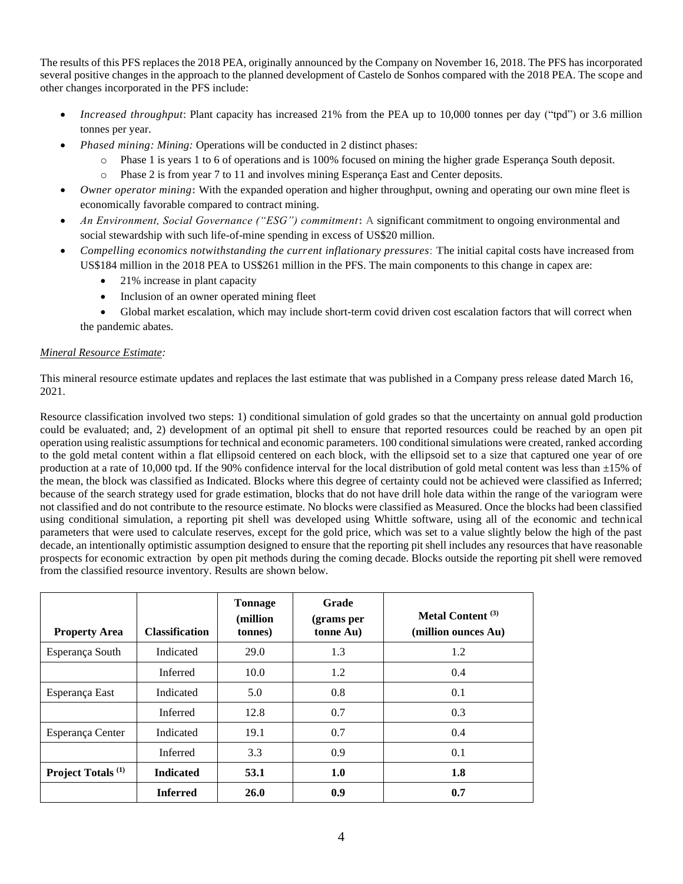The results of this PFS replaces the 2018 PEA, originally announced by the Company on November 16, 2018. The PFS has incorporated several positive changes in the approach to the planned development of Castelo de Sonhos compared with the 2018 PEA. The scope and other changes incorporated in the PFS include:

- *Increased throughput*: Plant capacity has increased 21% from the PEA up to 10,000 tonnes per day ("tpd") or 3.6 million tonnes per year.
- *Phased mining: Mining:* Operations will be conducted in 2 distinct phases:
  - Phase 1 is years 1 to 6 of operations and is 100% focused on mining the higher grade Esperança South deposit.
  - Phase 2 is from year 7 to 11 and involves mining Esperança East and Center deposits.
- *Owner operator mining***:** With the expanded operation and higher throughput, owning and operating our own mine fleet is economically favorable compared to contract mining.
- *An Environment, Social Governance ("ESG") commitment***:** A significant commitment to ongoing environmental and social stewardship with such life-of-mine spending in excess of US$20 million.
- *Compelling economics notwithstanding the current inflationary pressures*: The initial capital costs have increased from US$184 million in the 2018 PEA to US$261 million in the PFS. The main components to this change in capex are:
  - 21% increase in plant capacity
  - Inclusion of an owner operated mining fleet
  - Global market escalation, which may include short-term covid driven cost escalation factors that will correct when the pandemic abates.

*Mineral Resource Estimate:*

This mineral resource estimate updates and replaces the last estimate that was published in a Company press release dated March 16, 2021.

Resource classification involved two steps: 1) conditional simulation of gold grades so that the uncertainty on annual gold production could be evaluated; and, 2) development of an optimal pit shell to ensure that reported resources could be reached by an open pit operation using realistic assumptions for technical and economic parameters. 100 conditional simulations were created, ranked according to the gold metal content within a flat ellipsoid centered on each block, with the ellipsoid set to a size that captured one year of ore production at a rate of 10,000 tpd. If the 90% confidence interval for the local distribution of gold metal content was less than ±15% of the mean, the block was classified as Indicated. Blocks where this degree of certainty could not be achieved were classified as Inferred; because of the search strategy used for grade estimation, blocks that do not have drill hole data within the range of the variogram were not classified and do not contribute to the resource estimate. No blocks were classified as Measured. Once the blocks had been classified using conditional simulation, a reporting pit shell was developed using Whittle software, using all of the economic and technical parameters that were used to calculate reserves, except for the gold price, which was set to a value slightly below the high of the past decade, an intentionally optimistic assumption designed to ensure that the reporting pit shell includes any resources that have reasonable prospects for economic extraction by open pit methods during the coming decade. Blocks outside the reporting pit shell were removed from the classified resource inventory. Results are shown below.

| Property Area | Classification | Tonnage (million tonnes) | Grade (grams per tonne Au) | Metal Content [3] (million ounces Au) |
|---|---|---|---|---|
| Esperança South | Indicated | 29.0 | 1.3 | 1.2 |
| | Inferred | 10.0 | 1.2 | 0.4 |
| Esperança East | Indicated | 5.0 | 0.8 | 0.1 |
| | Inferred | 12.8 | 0.7 | 0.3 |
| Esperança Center | Indicated | 19.1 | 0.7 | 0.4 |
| | Inferred | 3.3 | 0.9 | 0.1 |
| **Project Totals [1]** | **Indicated** | **53.1** | **1.0** | **1.8** |
| | **Inferred** | **26.0** | **0.9** | **0.7** |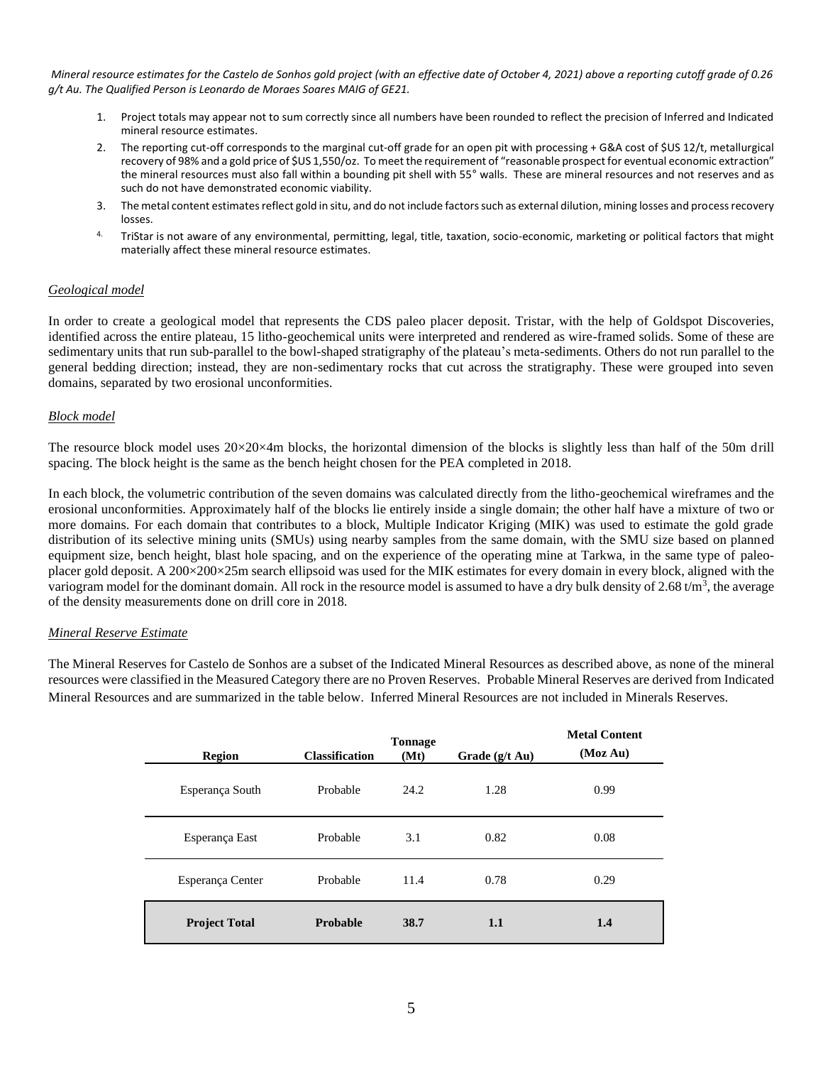*Mineral resource estimates for the Castelo de Sonhos gold project (with an effective date of October 4, 2021) above a reporting cutoff grade of 0.26 g/t Au. The Qualified Person is Leonardo de Moraes Soares MAIG of GE21.*

1. Project totals may appear not to sum correctly since all numbers have been rounded to reflect the precision of Inferred and Indicated mineral resource estimates.
2. The reporting cut-off corresponds to the marginal cut-off grade for an open pit with processing + G&A cost of $US 12/t, metallurgical recovery of 98% and a gold price of $US 1,550/oz. To meet the requirement of "reasonable prospect for eventual economic extraction" the mineral resources must also fall within a bounding pit shell with 55° walls. These are mineral resources and not reserves and as such do not have demonstrated economic viability.
3. The metal content estimates reflect gold in situ, and do not include factors such as external dilution, mining losses and process recovery losses.
4. TriStar is not aware of any environmental, permitting, legal, title, taxation, socio-economic, marketing or political factors that might materially affect these mineral resource estimates.

*Geological model*

In order to create a geological model that represents the CDS paleo placer deposit. Tristar, with the help of Goldspot Discoveries, identified across the entire plateau, 15 litho-geochemical units were interpreted and rendered as wire-framed solids. Some of these are sedimentary units that run sub-parallel to the bowl-shaped stratigraphy of the plateau's meta-sediments. Others do not run parallel to the general bedding direction; instead, they are non-sedimentary rocks that cut across the stratigraphy. These were grouped into seven domains, separated by two erosional unconformities.

*Block model*

The resource block model uses 20×20×4m blocks, the horizontal dimension of the blocks is slightly less than half of the 50m drill spacing. The block height is the same as the bench height chosen for the PEA completed in 2018.

In each block, the volumetric contribution of the seven domains was calculated directly from the litho-geochemical wireframes and the erosional unconformities. Approximately half of the blocks lie entirely inside a single domain; the other half have a mixture of two or more domains. For each domain that contributes to a block, Multiple Indicator Kriging (MIK) was used to estimate the gold grade distribution of its selective mining units (SMUs) using nearby samples from the same domain, with the SMU size based on planned equipment size, bench height, blast hole spacing, and on the experience of the operating mine at Tarkwa, in the same type of paleo-placer gold deposit. A 200×200×25m search ellipsoid was used for the MIK estimates for every domain in every block, aligned with the variogram model for the dominant domain. All rock in the resource model is assumed to have a dry bulk density of 2.68 t/m$^3$, the average of the density measurements done on drill core in 2018.

*Mineral Reserve Estimate*

The Mineral Reserves for Castelo de Sonhos are a subset of the Indicated Mineral Resources as described above, as none of the mineral resources were classified in the Measured Category there are no Proven Reserves. Probable Mineral Reserves are derived from Indicated Mineral Resources and are summarized in the table below. Inferred Mineral Resources are not included in Minerals Reserves.

| Region | Classification | Tonnage (Mt) | Grade (g/t Au) | Metal Content (Moz Au) |
|---|---|---|---|---|
| Esperança South | Probable | 24.2 | 1.28 | 0.99 |
| Esperança East | Probable | 3.1 | 0.82 | 0.08 |
| Esperança Center | Probable | 11.4 | 0.78 | 0.29 |
| **Project Total** | **Probable** | **38.7** | **1.1** | **1.4** |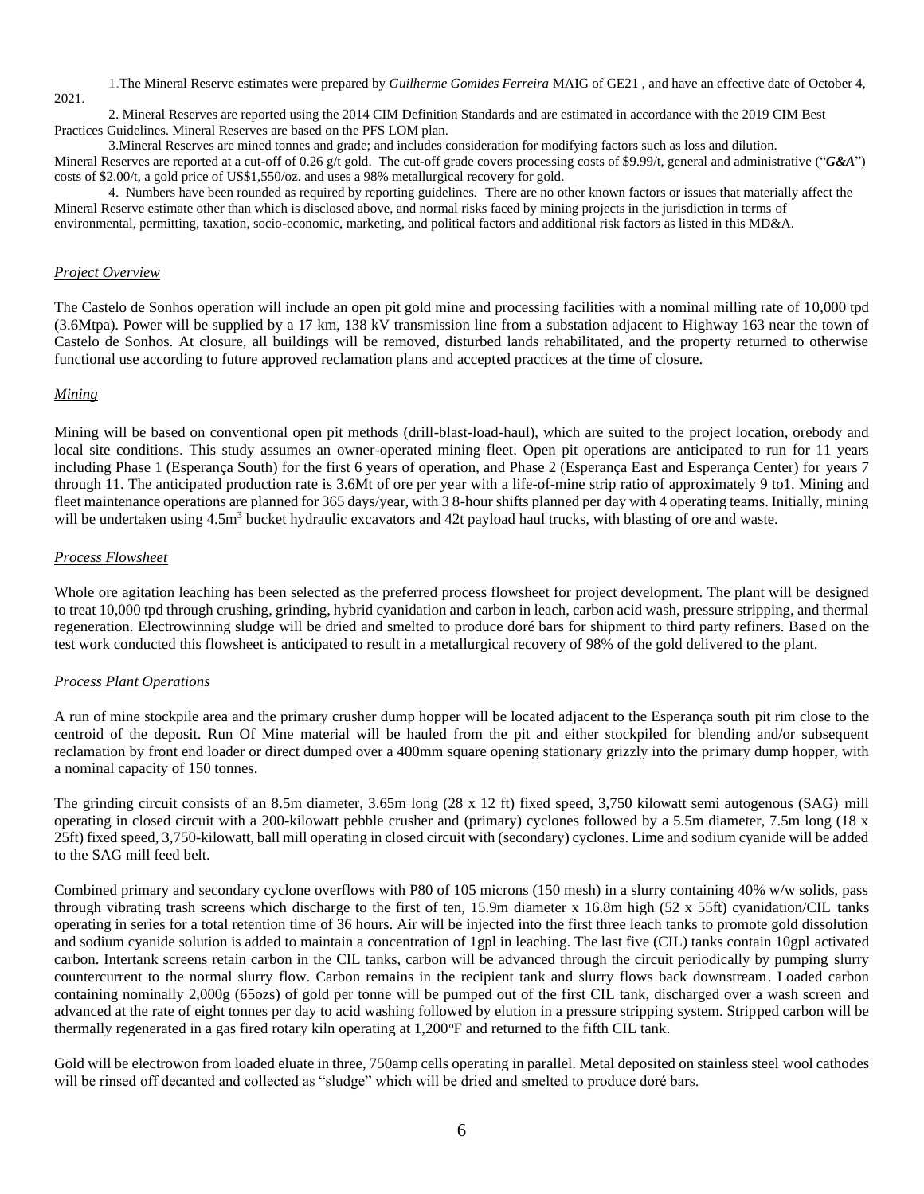1. The Mineral Reserve estimates were prepared by *Guilherme Gomides Ferreira* MAIG of GE21 , and have an effective date of October 4, 2021.

2. Mineral Reserves are reported using the 2014 CIM Definition Standards and are estimated in accordance with the 2019 CIM Best Practices Guidelines. Mineral Reserves are based on the PFS LOM plan.

3. Mineral Reserves are mined tonnes and grade; and includes consideration for modifying factors such as loss and dilution. Mineral Reserves are reported at a cut-off of 0.26 g/t gold. The cut-off grade covers processing costs of \$9.99/t, general and administrative ("***G&A***") costs of \$2.00/t, a gold price of US\$1,550/oz. and uses a 98% metallurgical recovery for gold.

4. Numbers have been rounded as required by reporting guidelines. There are no other known factors or issues that materially affect the Mineral Reserve estimate other than which is disclosed above, and normal risks faced by mining projects in the jurisdiction in terms of environmental, permitting, taxation, socio-economic, marketing, and political factors and additional risk factors as listed in this MD&A.

*Project Overview*

The Castelo de Sonhos operation will include an open pit gold mine and processing facilities with a nominal milling rate of 10,000 tpd (3.6Mtpa). Power will be supplied by a 17 km, 138 kV transmission line from a substation adjacent to Highway 163 near the town of Castelo de Sonhos. At closure, all buildings will be removed, disturbed lands rehabilitated, and the property returned to otherwise functional use according to future approved reclamation plans and accepted practices at the time of closure.

*Mining*

Mining will be based on conventional open pit methods (drill-blast-load-haul), which are suited to the project location, orebody and local site conditions. This study assumes an owner-operated mining fleet. Open pit operations are anticipated to run for 11 years including Phase 1 (Esperança South) for the first 6 years of operation, and Phase 2 (Esperança East and Esperança Center) for years 7 through 11. The anticipated production rate is 3.6Mt of ore per year with a life-of-mine strip ratio of approximately 9 to1. Mining and fleet maintenance operations are planned for 365 days/year, with 3 8-hour shifts planned per day with 4 operating teams. Initially, mining will be undertaken using 4.5m$^3$ bucket hydraulic excavators and 42t payload haul trucks, with blasting of ore and waste.

*Process Flowsheet*

Whole ore agitation leaching has been selected as the preferred process flowsheet for project development. The plant will be designed to treat 10,000 tpd through crushing, grinding, hybrid cyanidation and carbon in leach, carbon acid wash, pressure stripping, and thermal regeneration. Electrowinning sludge will be dried and smelted to produce doré bars for shipment to third party refiners. Based on the test work conducted this flowsheet is anticipated to result in a metallurgical recovery of 98% of the gold delivered to the plant.

*Process Plant Operations*

A run of mine stockpile area and the primary crusher dump hopper will be located adjacent to the Esperança south pit rim close to the centroid of the deposit. Run Of Mine material will be hauled from the pit and either stockpiled for blending and/or subsequent reclamation by front end loader or direct dumped over a 400mm square opening stationary grizzly into the primary dump hopper, with a nominal capacity of 150 tonnes.

The grinding circuit consists of an 8.5m diameter, 3.65m long (28 x 12 ft) fixed speed, 3,750 kilowatt semi autogenous (SAG) mill operating in closed circuit with a 200-kilowatt pebble crusher and (primary) cyclones followed by a 5.5m diameter, 7.5m long (18 x 25ft) fixed speed, 3,750-kilowatt, ball mill operating in closed circuit with (secondary) cyclones. Lime and sodium cyanide will be added to the SAG mill feed belt.

Combined primary and secondary cyclone overflows with P80 of 105 microns (150 mesh) in a slurry containing 40% w/w solids, pass through vibrating trash screens which discharge to the first of ten, 15.9m diameter x 16.8m high (52 x 55ft) cyanidation/CIL tanks operating in series for a total retention time of 36 hours. Air will be injected into the first three leach tanks to promote gold dissolution and sodium cyanide solution is added to maintain a concentration of 1gpl in leaching. The last five (CIL) tanks contain 10gpl activated carbon. Intertank screens retain carbon in the CIL tanks, carbon will be advanced through the circuit periodically by pumping slurry countercurrent to the normal slurry flow. Carbon remains in the recipient tank and slurry flows back downstream. Loaded carbon containing nominally 2,000g (65ozs) of gold per tonne will be pumped out of the first CIL tank, discharged over a wash screen and advanced at the rate of eight tonnes per day to acid washing followed by elution in a pressure stripping system. Stripped carbon will be thermally regenerated in a gas fired rotary kiln operating at 1,200$^o$F and returned to the fifth CIL tank.

Gold will be electrowon from loaded eluate in three, 750amp cells operating in parallel. Metal deposited on stainless steel wool cathodes will be rinsed off decanted and collected as "sludge" which will be dried and smelted to produce doré bars.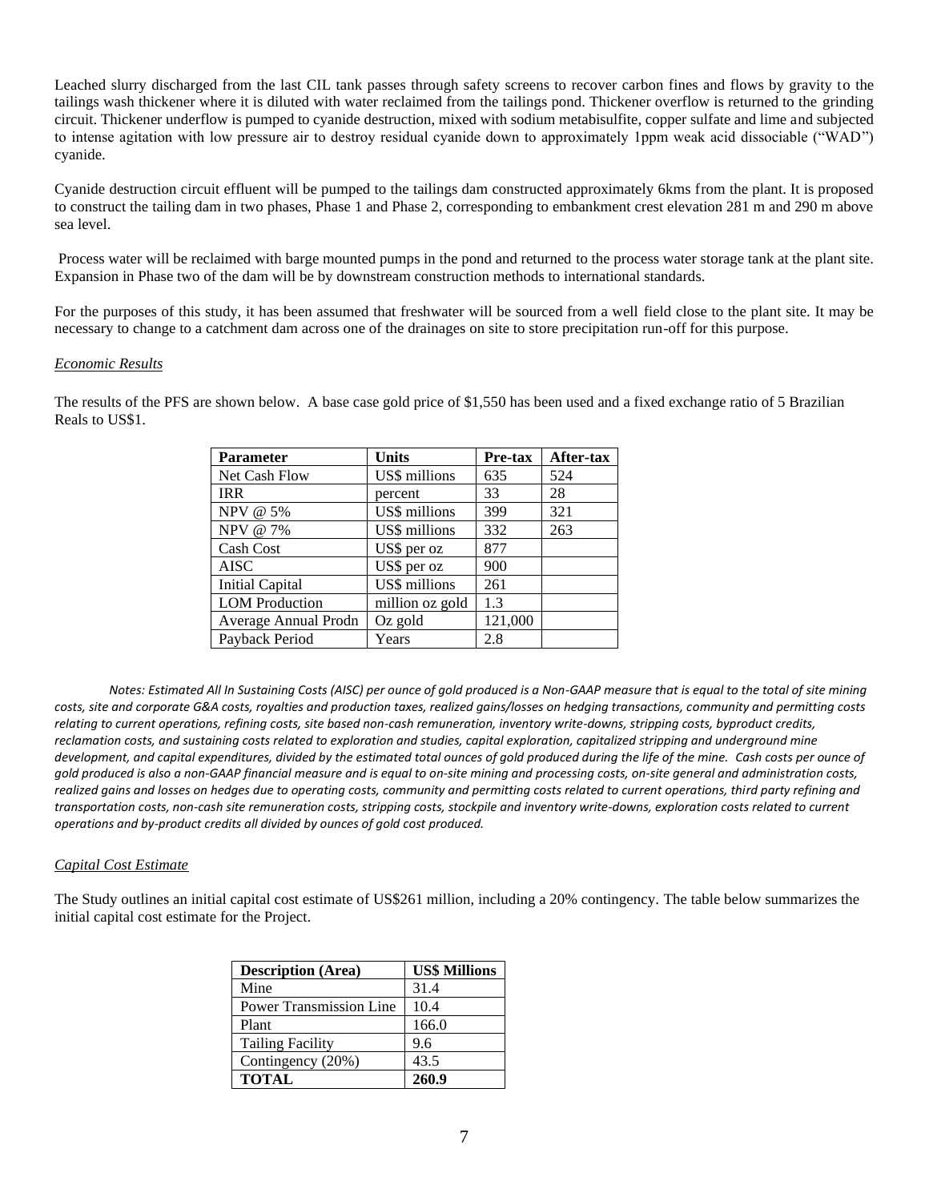Leached slurry discharged from the last CIL tank passes through safety screens to recover carbon fines and flows by gravity to the tailings wash thickener where it is diluted with water reclaimed from the tailings pond. Thickener overflow is returned to the grinding circuit. Thickener underflow is pumped to cyanide destruction, mixed with sodium metabisulfite, copper sulfate and lime and subjected to intense agitation with low pressure air to destroy residual cyanide down to approximately 1ppm weak acid dissociable ("WAD") cyanide.

Cyanide destruction circuit effluent will be pumped to the tailings dam constructed approximately 6kms from the plant. It is proposed to construct the tailing dam in two phases, Phase 1 and Phase 2, corresponding to embankment crest elevation 281 m and 290 m above sea level.

Process water will be reclaimed with barge mounted pumps in the pond and returned to the process water storage tank at the plant site. Expansion in Phase two of the dam will be by downstream construction methods to international standards.

For the purposes of this study, it has been assumed that freshwater will be sourced from a well field close to the plant site. It may be necessary to change to a catchment dam across one of the drainages on site to store precipitation run-off for this purpose.

*Economic Results*

The results of the PFS are shown below. A base case gold price of $1,550 has been used and a fixed exchange ratio of 5 Brazilian Reals to US$1.

| Parameter | Units | Pre-tax | After-tax |
|---|---|---|---|
| Net Cash Flow | US$ millions | 635 | 524 |
| IRR | percent | 33 | 28 |
| NPV @ 5% | US$ millions | 399 | 321 |
| NPV @ 7% | US$ millions | 332 | 263 |
| Cash Cost | US$ per oz | 877 | |
| AISC | US$ per oz | 900 | |
| Initial Capital | US$ millions | 261 | |
| LOM Production | million oz gold | 1.3 | |
| Average Annual Prodn | Oz gold | 121,000 | |
| Payback Period | Years | 2.8 | |

*Notes: Estimated All In Sustaining Costs (AISC) per ounce of gold produced is a Non-GAAP measure that is equal to the total of site mining costs, site and corporate G&A costs, royalties and production taxes, realized gains/losses on hedging transactions, community and permitting costs relating to current operations, refining costs, site based non-cash remuneration, inventory write-downs, stripping costs, byproduct credits, reclamation costs, and sustaining costs related to exploration and studies, capital exploration, capitalized stripping and underground mine development, and capital expenditures, divided by the estimated total ounces of gold produced during the life of the mine. Cash costs per ounce of gold produced is also a non-GAAP financial measure and is equal to on-site mining and processing costs, on-site general and administration costs, realized gains and losses on hedges due to operating costs, community and permitting costs related to current operations, third party refining and transportation costs, non-cash site remuneration costs, stripping costs, stockpile and inventory write-downs, exploration costs related to current operations and by-product credits all divided by ounces of gold cost produced.*

*Capital Cost Estimate*

The Study outlines an initial capital cost estimate of US$261 million, including a 20% contingency. The table below summarizes the initial capital cost estimate for the Project.

| Description (Area) | US$ Millions |
|---|---|
| Mine | 31.4 |
| Power Transmission Line | 10.4 |
| Plant | 166.0 |
| Tailing Facility | 9.6 |
| Contingency (20%) | 43.5 |
| **TOTAL** | **260.9** |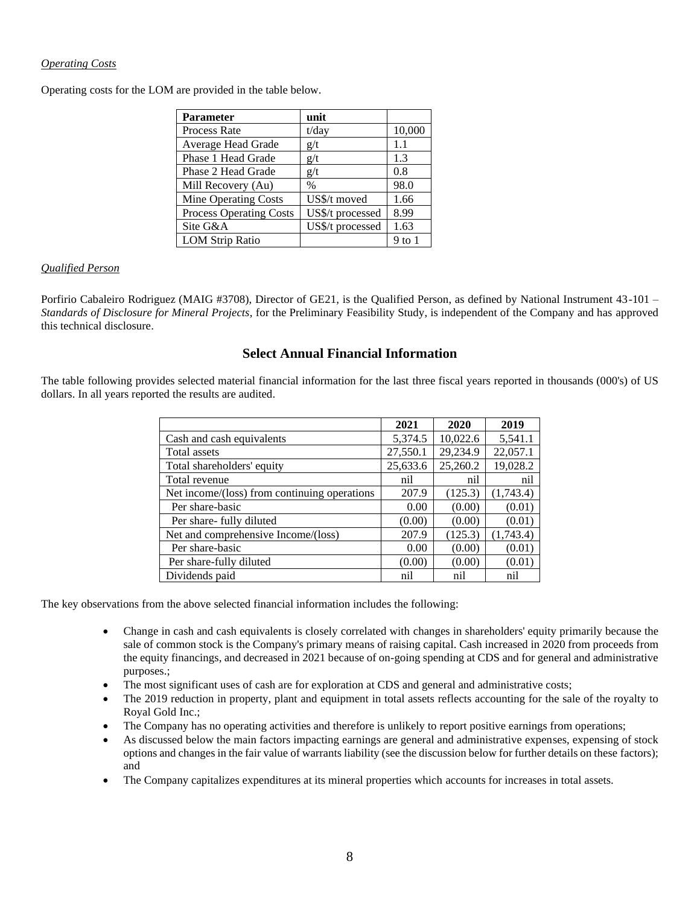*Operating Costs*

Operating costs for the LOM are provided in the table below.

| Parameter | unit | |
|---|---|---|
| Process Rate | t/day | 10,000 |
| Average Head Grade | g/t | 1.1 |
| Phase 1 Head Grade | g/t | 1.3 |
| Phase 2 Head Grade | g/t | 0.8 |
| Mill Recovery (Au) | % | 98.0 |
| Mine Operating Costs | US$/t moved | 1.66 |
| Process Operating Costs | US$/t processed | 8.99 |
| Site G&A | US$/t processed | 1.63 |
| LOM Strip Ratio | | 9 to 1 |

*Qualified Person*

Porfirio Cabaleiro Rodriguez (MAIG #3708), Director of GE21, is the Qualified Person, as defined by National Instrument 43-101 – *Standards of Disclosure for Mineral Projects*, for the Preliminary Feasibility Study, is independent of the Company and has approved this technical disclosure.

## Select Annual Financial Information

The table following provides selected material financial information for the last three fiscal years reported in thousands (000's) of US dollars. In all years reported the results are audited.

| | 2021 | 2020 | 2019 |
|---|---|---|---|
| Cash and cash equivalents | 5,374.5 | 10,022.6 | 5,541.1 |
| Total assets | 27,550.1 | 29,234.9 | 22,057.1 |
| Total shareholders' equity | 25,633.6 | 25,260.2 | 19,028.2 |
| Total revenue | nil | nil | nil |
| Net income/(loss) from continuing operations | 207.9 | (125.3) | (1,743.4) |
| Per share-basic | 0.00 | (0.00) | (0.01) |
| Per share- fully diluted | (0.00) | (0.00) | (0.01) |
| Net and comprehensive Income/(loss) | 207.9 | (125.3) | (1,743.4) |
| Per share-basic | 0.00 | (0.00) | (0.01) |
| Per share-fully diluted | (0.00) | (0.00) | (0.01) |
| Dividends paid | nil | nil | nil |

The key observations from the above selected financial information includes the following:

- Change in cash and cash equivalents is closely correlated with changes in shareholders' equity primarily because the sale of common stock is the Company's primary means of raising capital. Cash increased in 2020 from proceeds from the equity financings, and decreased in 2021 because of on-going spending at CDS and for general and administrative purposes.;
- The most significant uses of cash are for exploration at CDS and general and administrative costs;
- The 2019 reduction in property, plant and equipment in total assets reflects accounting for the sale of the royalty to Royal Gold Inc.;
- The Company has no operating activities and therefore is unlikely to report positive earnings from operations;
- As discussed below the main factors impacting earnings are general and administrative expenses, expensing of stock options and changes in the fair value of warrants liability (see the discussion below for further details on these factors); and
- The Company capitalizes expenditures at its mineral properties which accounts for increases in total assets.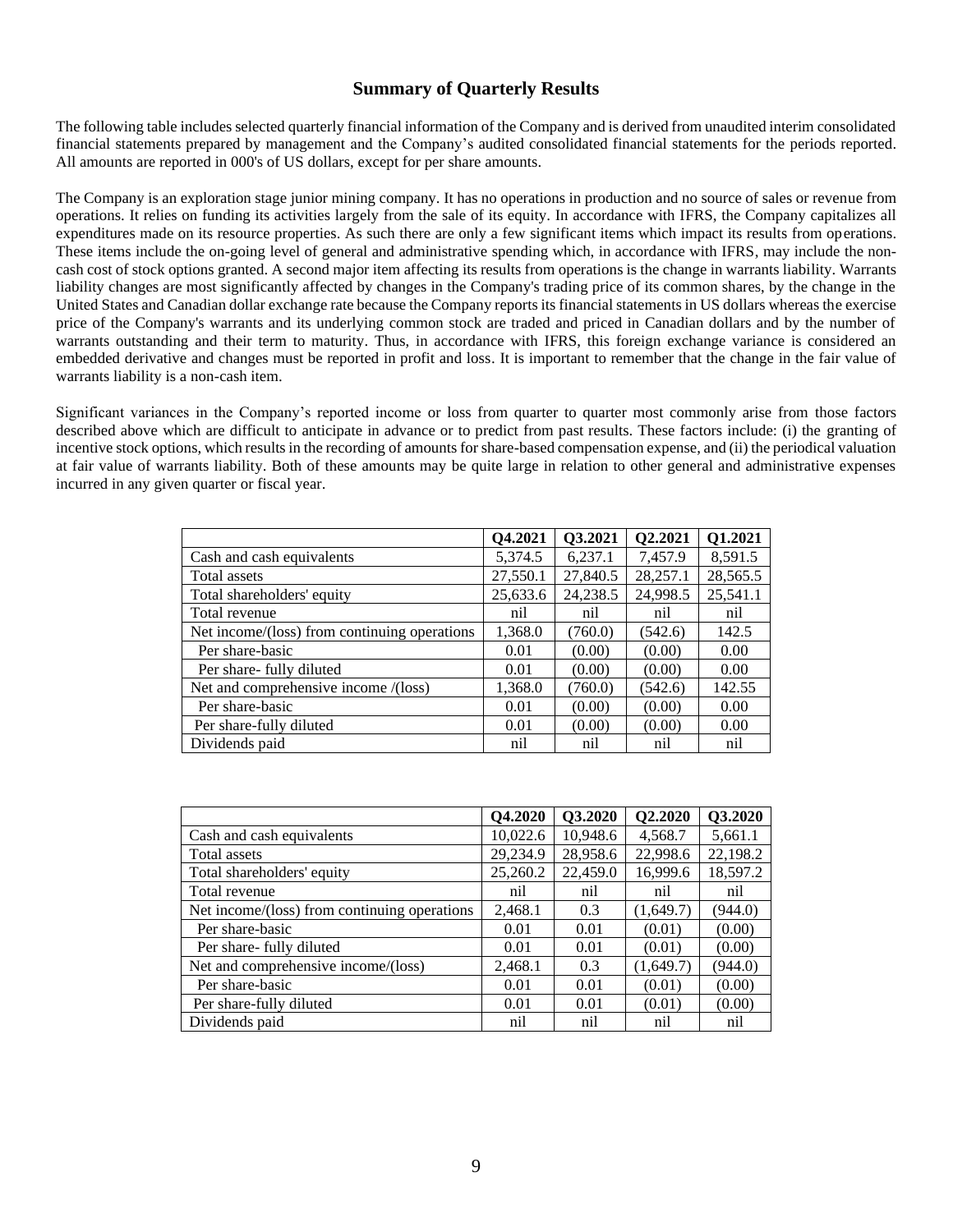## Summary of Quarterly Results

The following table includes selected quarterly financial information of the Company and is derived from unaudited interim consolidated financial statements prepared by management and the Company's audited consolidated financial statements for the periods reported. All amounts are reported in 000's of US dollars, except for per share amounts.

The Company is an exploration stage junior mining company. It has no operations in production and no source of sales or revenue from operations. It relies on funding its activities largely from the sale of its equity. In accordance with IFRS, the Company capitalizes all expenditures made on its resource properties. As such there are only a few significant items which impact its results from operations. These items include the on-going level of general and administrative spending which, in accordance with IFRS, may include the non-cash cost of stock options granted. A second major item affecting its results from operations is the change in warrants liability. Warrants liability changes are most significantly affected by changes in the Company's trading price of its common shares, by the change in the United States and Canadian dollar exchange rate because the Company reports its financial statements in US dollars whereas the exercise price of the Company's warrants and its underlying common stock are traded and priced in Canadian dollars and by the number of warrants outstanding and their term to maturity. Thus, in accordance with IFRS, this foreign exchange variance is considered an embedded derivative and changes must be reported in profit and loss. It is important to remember that the change in the fair value of warrants liability is a non-cash item.

Significant variances in the Company's reported income or loss from quarter to quarter most commonly arise from those factors described above which are difficult to anticipate in advance or to predict from past results. These factors include: (i) the granting of incentive stock options, which results in the recording of amounts for share-based compensation expense, and (ii) the periodical valuation at fair value of warrants liability. Both of these amounts may be quite large in relation to other general and administrative expenses incurred in any given quarter or fiscal year.

| | Q4.2021 | Q3.2021 | Q2.2021 | Q1.2021 |
|---|---|---|---|---|
| Cash and cash equivalents | 5,374.5 | 6,237.1 | 7,457.9 | 8,591.5 |
| Total assets | 27,550.1 | 27,840.5 | 28,257.1 | 28,565.5 |
| Total shareholders' equity | 25,633.6 | 24,238.5 | 24,998.5 | 25,541.1 |
| Total revenue | nil | nil | nil | nil |
| Net income/(loss) from continuing operations | 1,368.0 | (760.0) | (542.6) | 142.5 |
| Per share-basic | 0.01 | (0.00) | (0.00) | 0.00 |
| Per share- fully diluted | 0.01 | (0.00) | (0.00) | 0.00 |
| Net and comprehensive income /(loss) | 1,368.0 | (760.0) | (542.6) | 142.55 |
| Per share-basic | 0.01 | (0.00) | (0.00) | 0.00 |
| Per share-fully diluted | 0.01 | (0.00) | (0.00) | 0.00 |
| Dividends paid | nil | nil | nil | nil |

| | Q4.2020 | Q3.2020 | Q2.2020 | Q3.2020 |
|---|---|---|---|---|
| Cash and cash equivalents | 10,022.6 | 10,948.6 | 4,568.7 | 5,661.1 |
| Total assets | 29,234.9 | 28,958.6 | 22,998.6 | 22,198.2 |
| Total shareholders' equity | 25,260.2 | 22,459.0 | 16,999.6 | 18,597.2 |
| Total revenue | nil | nil | nil | nil |
| Net income/(loss) from continuing operations | 2,468.1 | 0.3 | (1,649.7) | (944.0) |
| Per share-basic | 0.01 | 0.01 | (0.01) | (0.00) |
| Per share- fully diluted | 0.01 | 0.01 | (0.01) | (0.00) |
| Net and comprehensive income/(loss) | 2,468.1 | 0.3 | (1,649.7) | (944.0) |
| Per share-basic | 0.01 | 0.01 | (0.01) | (0.00) |
| Per share-fully diluted | 0.01 | 0.01 | (0.01) | (0.00) |
| Dividends paid | nil | nil | nil | nil |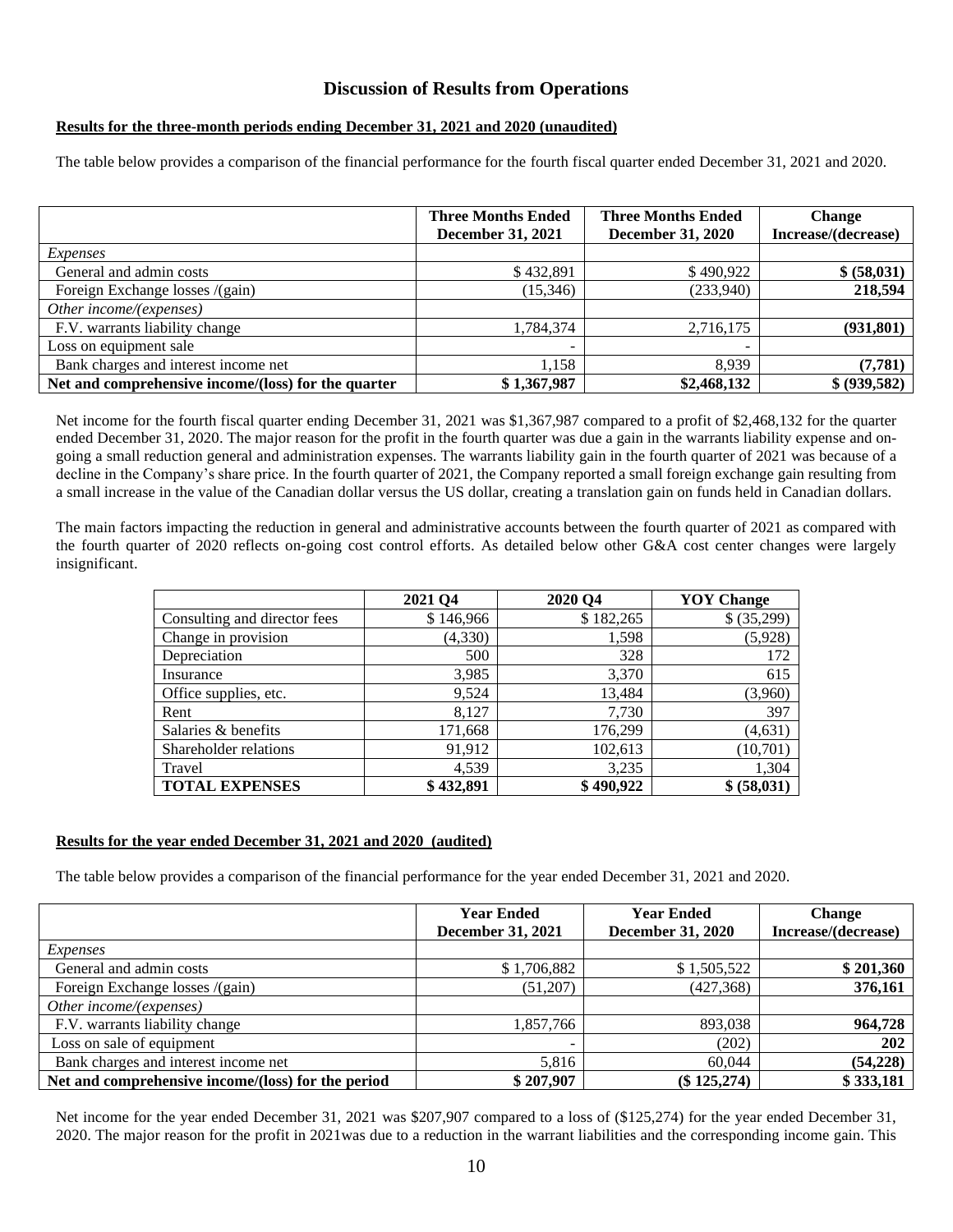## Discussion of Results from Operations

**Results for the three-month periods ending December 31, 2021 and 2020 (unaudited)**

The table below provides a comparison of the financial performance for the fourth fiscal quarter ended December 31, 2021 and 2020.

| | **Three Months Ended December 31, 2021** | **Three Months Ended December 31, 2020** | **Change Increase/(decrease)** |
|---|---|---|---|
| *Expenses* | | | |
| General and admin costs | $ 432,891 | $ 490,922 | **$ (58,031)** |
| Foreign Exchange losses /(gain) | (15,346) | (233,940) | **218,594** |
| *Other income/(expenses)* | | | |
| F.V. warrants liability change | 1,784,374 | 2,716,175 | **(931,801)** |
| Loss on equipment sale | - | - | |
| Bank charges and interest income net | 1,158 | 8,939 | **(7,781)** |
| **Net and comprehensive income/(loss) for the quarter** | **$ 1,367,987** | **$2,468,132** | **$ (939,582)** |

Net income for the fourth fiscal quarter ending December 31, 2021 was $1,367,987 compared to a profit of $2,468,132 for the quarter ended December 31, 2020. The major reason for the profit in the fourth quarter was due to a gain in the warrants liability expense and on-going a small reduction general and administration expenses. The warrants liability gain in the fourth quarter of 2021 was because of a decline in the Company's share price. In the fourth quarter of 2021, the Company reported a small foreign exchange gain resulting from a small increase in the value of the Canadian dollar versus the US dollar, creating a translation gain on funds held in Canadian dollars.

The main factors impacting the reduction in general and administrative accounts between the fourth quarter of 2021 as compared with the fourth quarter of 2020 reflects on-going cost control efforts. As detailed below other G&A cost center changes were largely insignificant.

| | **2021 Q4** | **2020 Q4** | **YOY Change** |
|---|---|---|---|
| Consulting and director fees | $ 146,966 | $ 182,265 | $ (35,299) |
| Change in provision | (4,330) | 1,598 | (5,928) |
| Depreciation | 500 | 328 | 172 |
| Insurance | 3,985 | 3,370 | 615 |
| Office supplies, etc. | 9,524 | 13,484 | (3,960) |
| Rent | 8,127 | 7,730 | 397 |
| Salaries & benefits | 171,668 | 176,299 | (4,631) |
| Shareholder relations | 91,912 | 102,613 | (10,701) |
| Travel | 4,539 | 3,235 | 1,304 |
| **TOTAL EXPENSES** | **$ 432,891** | **$ 490,922** | **$ (58,031)** |

**Results for the year ended December 31, 2021 and 2020 (audited)**

The table below provides a comparison of the financial performance for the year ended December 31, 2021 and 2020.

| | **Year Ended December 31, 2021** | **Year Ended December 31, 2020** | **Change Increase/(decrease)** |
|---|---|---|---|
| *Expenses* | | | |
| General and admin costs | $ 1,706,882 | $ 1,505,522 | **$ 201,360** |
| Foreign Exchange losses /(gain) | (51,207) | (427,368) | **376,161** |
| *Other income/(expenses)* | | | |
| F.V. warrants liability change | 1,857,766 | 893,038 | **964,728** |
| Loss on sale of equipment | - | (202) | **202** |
| Bank charges and interest income net | 5,816 | 60,044 | **(54,228)** |
| **Net and comprehensive income/(loss) for the period** | **$ 207,907** | **($ 125,274)** | **$ 333,181** |

Net income for the year ended December 31, 2021 was $207,907 compared to a loss of ($125,274) for the year ended December 31, 2020. The major reason for the profit in 2021was due to a reduction in the warrant liabilities and the corresponding income gain. This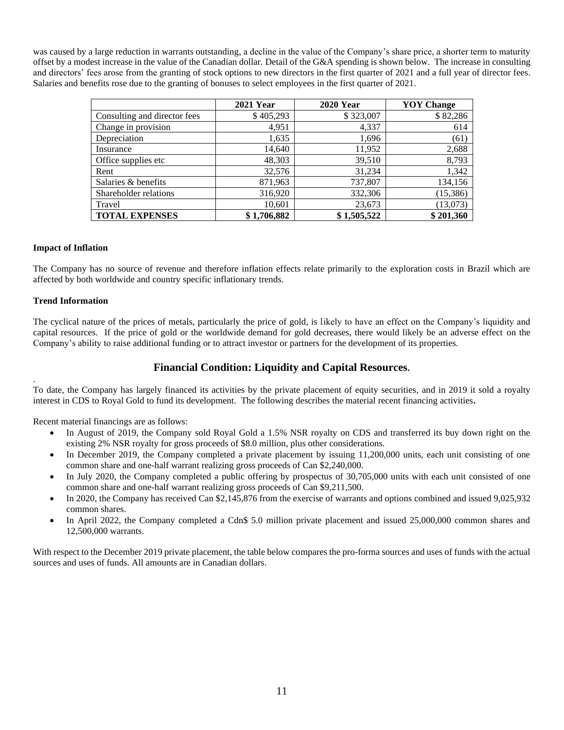was caused by a large reduction in warrants outstanding, a decline in the value of the Company's share price, a shorter term to maturity offset by a modest increase in the value of the Canadian dollar. Detail of the G&A spending is shown below. The increase in consulting and directors' fees arose from the granting of stock options to new directors in the first quarter of 2021 and a full year of director fees. Salaries and benefits rose due to the granting of bonuses to select employees in the first quarter of 2021.

| | 2021 Year | 2020 Year | YOY Change |
|---|---|---|---|
| Consulting and director fees | $ 405,293 | $ 323,007 | $ 82,286 |
| Change in provision | 4,951 | 4,337 | 614 |
| Depreciation | 1,635 | 1,696 | (61) |
| Insurance | 14,640 | 11,952 | 2,688 |
| Office supplies etc | 48,303 | 39,510 | 8,793 |
| Rent | 32,576 | 31,234 | 1,342 |
| Salaries & benefits | 871,963 | 737,807 | 134,156 |
| Shareholder relations | 316,920 | 332,306 | (15,386) |
| Travel | 10,601 | 23,673 | (13,073) |
| **TOTAL EXPENSES** | **$ 1,706,882** | **$ 1,505,522** | **$ 201,360** |

**Impact of Inflation**

The Company has no source of revenue and therefore inflation effects relate primarily to the exploration costs in Brazil which are affected by both worldwide and country specific inflationary trends.

**Trend Information**

The cyclical nature of the prices of metals, particularly the price of gold, is likely to have an effect on the Company's liquidity and capital resources. If the price of gold or the worldwide demand for gold decreases, there would likely be an adverse effect on the Company's ability to raise additional funding or to attract investor or partners for the development of its properties.

## Financial Condition: Liquidity and Capital Resources.

To date, the Company has largely financed its activities by the private placement of equity securities, and in 2019 it sold a royalty interest in CDS to Royal Gold to fund its development. The following describes the material recent financing activities**.**

Recent material financings are as follows:

- In August of 2019, the Company sold Royal Gold a 1.5% NSR royalty on CDS and transferred its buy down right on the existing 2% NSR royalty for gross proceeds of $8.0 million, plus other considerations.
- In December 2019, the Company completed a private placement by issuing 11,200,000 units, each unit consisting of one common share and one-half warrant realizing gross proceeds of Can $2,240,000.
- In July 2020, the Company completed a public offering by prospectus of 30,705,000 units with each unit consisted of one common share and one-half warrant realizing gross proceeds of Can $9,211,500.
- In 2020, the Company has received Can $2,145,876 from the exercise of warrants and options combined and issued 9,025,932 common shares.
- In April 2022, the Company completed a Cdn$ 5.0 million private placement and issued 25,000,000 common shares and 12,500,000 warrants.

With respect to the December 2019 private placement, the table below compares the pro-forma sources and uses of funds with the actual sources and uses of funds. All amounts are in Canadian dollars.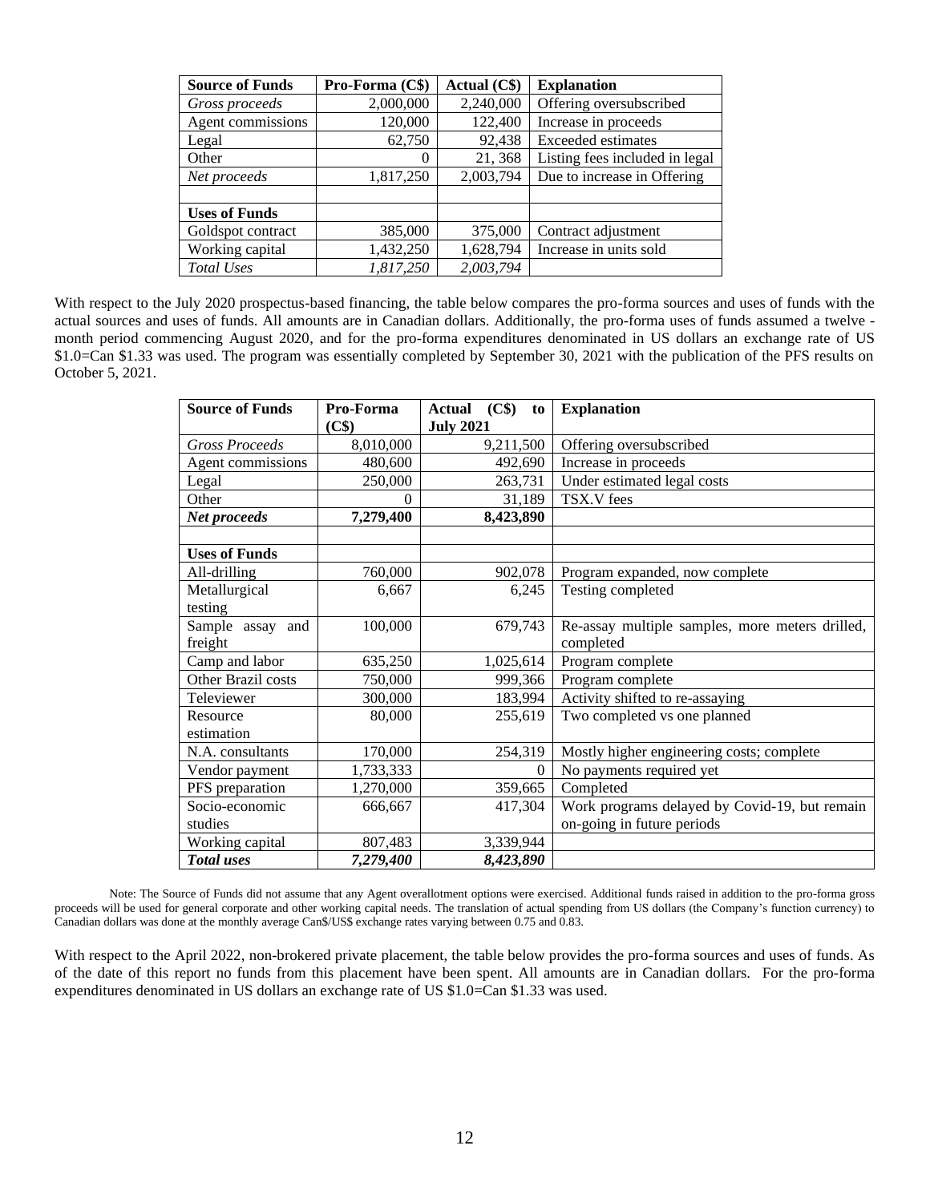| Source of Funds | Pro-Forma (C$) | Actual (C$) | Explanation |
|---|---|---|---|
| *Gross proceeds* | 2,000,000 | 2,240,000 | Offering oversubscribed |
| Agent commissions | 120,000 | 122,400 | Increase in proceeds |
| Legal | 62,750 | 92,438 | Exceeded estimates |
| Other | 0 | 21, 368 | Listing fees included in legal |
| *Net proceeds* | 1,817,250 | 2,003,794 | Due to increase in Offering |
| | | | |
| **Uses of Funds** | | | |
| Goldspot contract | 385,000 | 375,000 | Contract adjustment |
| Working capital | 1,432,250 | 1,628,794 | Increase in units sold |
| *Total Uses* | *1,817,250* | *2,003,794* | |

With respect to the July 2020 prospectus-based financing, the table below compares the pro-forma sources and uses of funds with the actual sources and uses of funds. All amounts are in Canadian dollars. Additionally, the pro-forma uses of funds assumed a twelve - month period commencing August 2020, and for the pro-forma expenditures denominated in US dollars an exchange rate of US $1.0=Can $1.33 was used. The program was essentially completed by September 30, 2021 with the publication of the PFS results on October 5, 2021.

| Source of Funds | Pro-Forma (C$) | Actual (C$) to July 2021 | Explanation |
|---|---|---|---|
| *Gross Proceeds* | 8,010,000 | 9,211,500 | Offering oversubscribed |
| Agent commissions | 480,600 | 492,690 | Increase in proceeds |
| Legal | 250,000 | 263,731 | Under estimated legal costs |
| Other | 0 | 31,189 | TSX.V fees |
| ***Net proceeds*** | **7,279,400** | **8,423,890** | |
| | | | |
| **Uses of Funds** | | | |
| All-drilling | 760,000 | 902,078 | Program expanded, now complete |
| Metallurgical testing | 6,667 | 6,245 | Testing completed |
| Sample assay and freight | 100,000 | 679,743 | Re-assay multiple samples, more meters drilled, completed |
| Camp and labor | 635,250 | 1,025,614 | Program complete |
| Other Brazil costs | 750,000 | 999,366 | Program complete |
| Televiewer | 300,000 | 183,994 | Activity shifted to re-assaying |
| Resource estimation | 80,000 | 255,619 | Two completed vs one planned |
| N.A. consultants | 170,000 | 254,319 | Mostly higher engineering costs; complete |
| Vendor payment | 1,733,333 | 0 | No payments required yet |
| PFS preparation | 1,270,000 | 359,665 | Completed |
| Socio-economic studies | 666,667 | 417,304 | Work programs delayed by Covid-19, but remain on-going in future periods |
| Working capital | 807,483 | 3,339,944 | |
| ***Total uses*** | ***7,279,400*** | ***8,423,890*** | |

Note: The Source of Funds did not assume that any Agent overallotment options were exercised. Additional funds raised in addition to the pro-forma gross proceeds will be used for general corporate and other working capital needs. The translation of actual spending from US dollars (the Company's function currency) to Canadian dollars was done at the monthly average Can$/US$ exchange rates varying between 0.75 and 0.83.

With respect to the April 2022, non-brokered private placement, the table below provides the pro-forma sources and uses of funds. As of the date of this report no funds from this placement have been spent. All amounts are in Canadian dollars. For the pro-forma expenditures denominated in US dollars an exchange rate of US $1.0=Can $1.33 was used.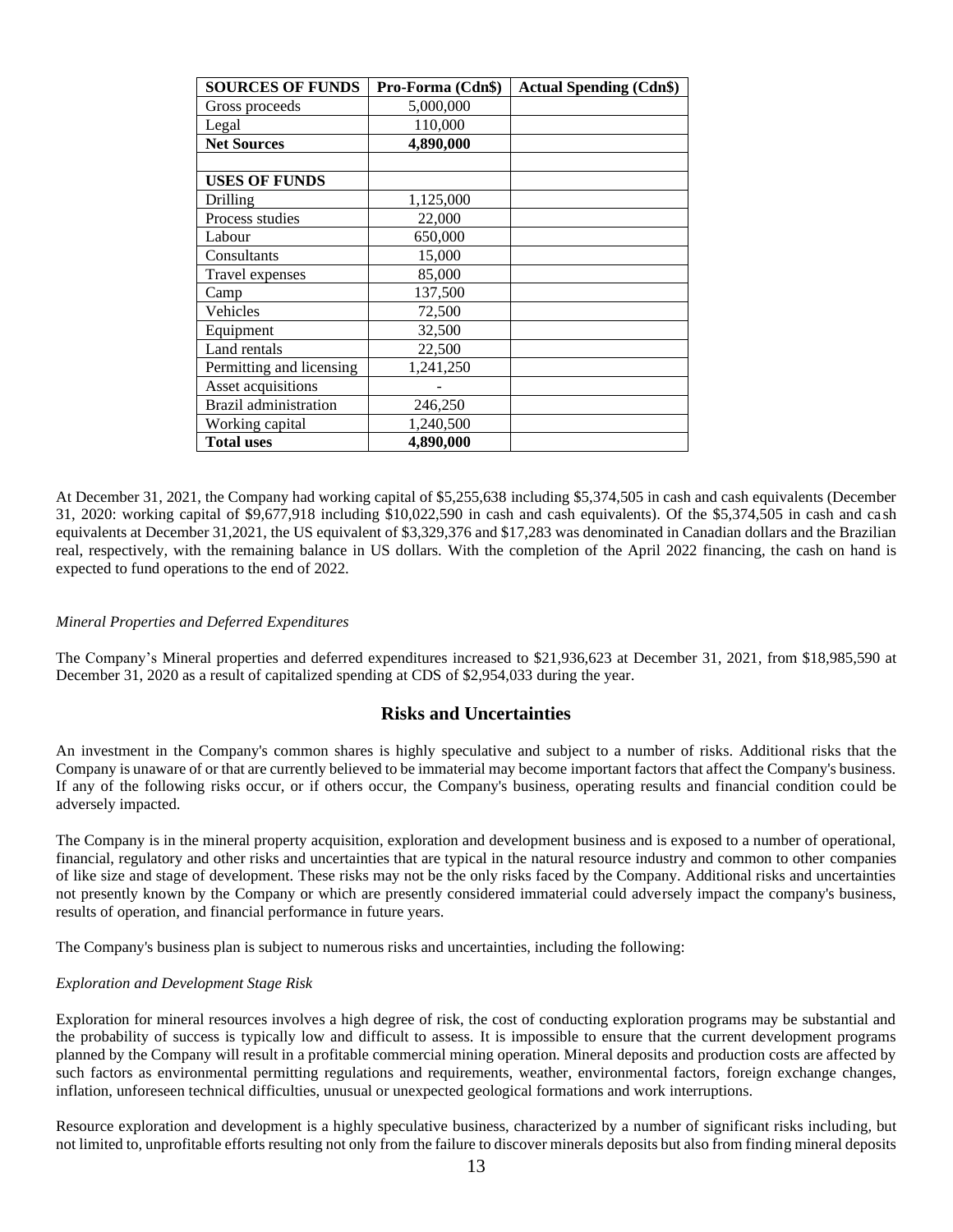| **SOURCES OF FUNDS** | **Pro-Forma (Cdn$)** | **Actual Spending (Cdn$)** |
|---|---|---|
| Gross proceeds | 5,000,000 | |
| Legal | 110,000 | |
| **Net Sources** | **4,890,000** | |
| | | |
| **USES OF FUNDS** | | |
| Drilling | 1,125,000 | |
| Process studies | 22,000 | |
| Labour | 650,000 | |
| Consultants | 15,000 | |
| Travel expenses | 85,000 | |
| Camp | 137,500 | |
| Vehicles | 72,500 | |
| Equipment | 32,500 | |
| Land rentals | 22,500 | |
| Permitting and licensing | 1,241,250 | |
| Asset acquisitions | - | |
| Brazil administration | 246,250 | |
| Working capital | 1,240,500 | |
| **Total uses** | **4,890,000** | |

At December 31, 2021, the Company had working capital of $5,255,638 including $5,374,505 in cash and cash equivalents (December 31, 2020: working capital of $9,677,918 including $10,022,590 in cash and cash equivalents). Of the $5,374,505 in cash and cash equivalents at December 31,2021, the US equivalent of $3,329,376 and $17,283 was denominated in Canadian dollars and the Brazilian real, respectively, with the remaining balance in US dollars. With the completion of the April 2022 financing, the cash on hand is expected to fund operations to the end of 2022.

*Mineral Properties and Deferred Expenditures*

The Company's Mineral properties and deferred expenditures increased to $21,936,623 at December 31, 2021, from $18,985,590 at December 31, 2020 as a result of capitalized spending at CDS of $2,954,033 during the year.

## Risks and Uncertainties

An investment in the Company's common shares is highly speculative and subject to a number of risks. Additional risks that the Company is unaware of or that are currently believed to be immaterial may become important factors that affect the Company's business. If any of the following risks occur, or if others occur, the Company's business, operating results and financial condition could be adversely impacted.

The Company is in the mineral property acquisition, exploration and development business and is exposed to a number of operational, financial, regulatory and other risks and uncertainties that are typical in the natural resource industry and common to other companies of like size and stage of development. These risks may not be the only risks faced by the Company. Additional risks and uncertainties not presently known by the Company or which are presently considered immaterial could adversely impact the company's business, results of operation, and financial performance in future years.

The Company's business plan is subject to numerous risks and uncertainties, including the following:

*Exploration and Development Stage Risk*

Exploration for mineral resources involves a high degree of risk, the cost of conducting exploration programs may be substantial and the probability of success is typically low and difficult to assess. It is impossible to ensure that the current development programs planned by the Company will result in a profitable commercial mining operation. Mineral deposits and production costs are affected by such factors as environmental permitting regulations and requirements, weather, environmental factors, foreign exchange changes, inflation, unforeseen technical difficulties, unusual or unexpected geological formations and work interruptions.

Resource exploration and development is a highly speculative business, characterized by a number of significant risks including, but not limited to, unprofitable efforts resulting not only from the failure to discover minerals deposits but also from finding mineral deposits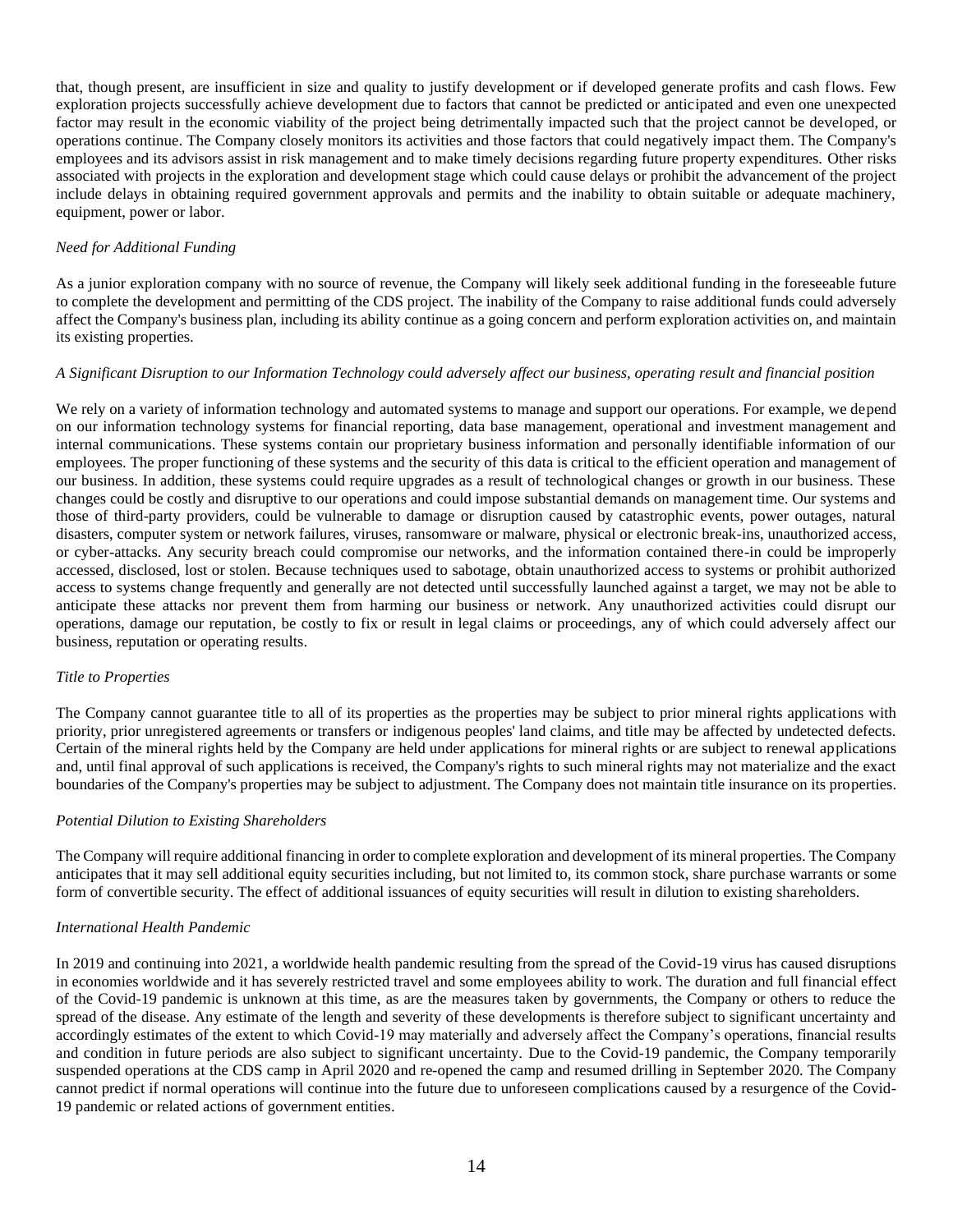that, though present, are insufficient in size and quality to justify development or if developed generate profits and cash flows. Few exploration projects successfully achieve development due to factors that cannot be predicted or anticipated and even one unexpected factor may result in the economic viability of the project being detrimentally impacted such that the project cannot be developed, or operations continue. The Company closely monitors its activities and those factors that could negatively impact them. The Company's employees and its advisors assist in risk management and to make timely decisions regarding future property expenditures. Other risks associated with projects in the exploration and development stage which could cause delays or prohibit the advancement of the project include delays in obtaining required government approvals and permits and the inability to obtain suitable or adequate machinery, equipment, power or labor.

*Need for Additional Funding*

As a junior exploration company with no source of revenue, the Company will likely seek additional funding in the foreseeable future to complete the development and permitting of the CDS project. The inability of the Company to raise additional funds could adversely affect the Company's business plan, including its ability continue as a going concern and perform exploration activities on, and maintain its existing properties.

*A Significant Disruption to our Information Technology could adversely affect our business, operating result and financial position*

We rely on a variety of information technology and automated systems to manage and support our operations. For example, we depend on our information technology systems for financial reporting, data base management, operational and investment management and internal communications. These systems contain our proprietary business information and personally identifiable information of our employees. The proper functioning of these systems and the security of this data is critical to the efficient operation and management of our business. In addition, these systems could require upgrades as a result of technological changes or growth in our business. These changes could be costly and disruptive to our operations and could impose substantial demands on management time. Our systems and those of third-party providers, could be vulnerable to damage or disruption caused by catastrophic events, power outages, natural disasters, computer system or network failures, viruses, ransomware or malware, physical or electronic break-ins, unauthorized access, or cyber-attacks. Any security breach could compromise our networks, and the information contained there-in could be improperly accessed, disclosed, lost or stolen. Because techniques used to sabotage, obtain unauthorized access to systems or prohibit authorized access to systems change frequently and generally are not detected until successfully launched against a target, we may not be able to anticipate these attacks nor prevent them from harming our business or network. Any unauthorized activities could disrupt our operations, damage our reputation, be costly to fix or result in legal claims or proceedings, any of which could adversely affect our business, reputation or operating results.

*Title to Properties*

The Company cannot guarantee title to all of its properties as the properties may be subject to prior mineral rights applications with priority, prior unregistered agreements or transfers or indigenous peoples' land claims, and title may be affected by undetected defects. Certain of the mineral rights held by the Company are held under applications for mineral rights or are subject to renewal applications and, until final approval of such applications is received, the Company's rights to such mineral rights may not materialize and the exact boundaries of the Company's properties may be subject to adjustment. The Company does not maintain title insurance on its properties.

*Potential Dilution to Existing Shareholders*

The Company will require additional financing in order to complete exploration and development of its mineral properties. The Company anticipates that it may sell additional equity securities including, but not limited to, its common stock, share purchase warrants or some form of convertible security. The effect of additional issuances of equity securities will result in dilution to existing shareholders.

*International Health Pandemic*

In 2019 and continuing into 2021, a worldwide health pandemic resulting from the spread of the Covid-19 virus has caused disruptions in economies worldwide and it has severely restricted travel and some employees ability to work. The duration and full financial effect of the Covid-19 pandemic is unknown at this time, as are the measures taken by governments, the Company or others to reduce the spread of the disease. Any estimate of the length and severity of these developments is therefore subject to significant uncertainty and accordingly estimates of the extent to which Covid-19 may materially and adversely affect the Company's operations, financial results and condition in future periods are also subject to significant uncertainty. Due to the Covid-19 pandemic, the Company temporarily suspended operations at the CDS camp in April 2020 and re-opened the camp and resumed drilling in September 2020. The Company cannot predict if normal operations will continue into the future due to unforeseen complications caused by a resurgence of the Covid-19 pandemic or related actions of government entities.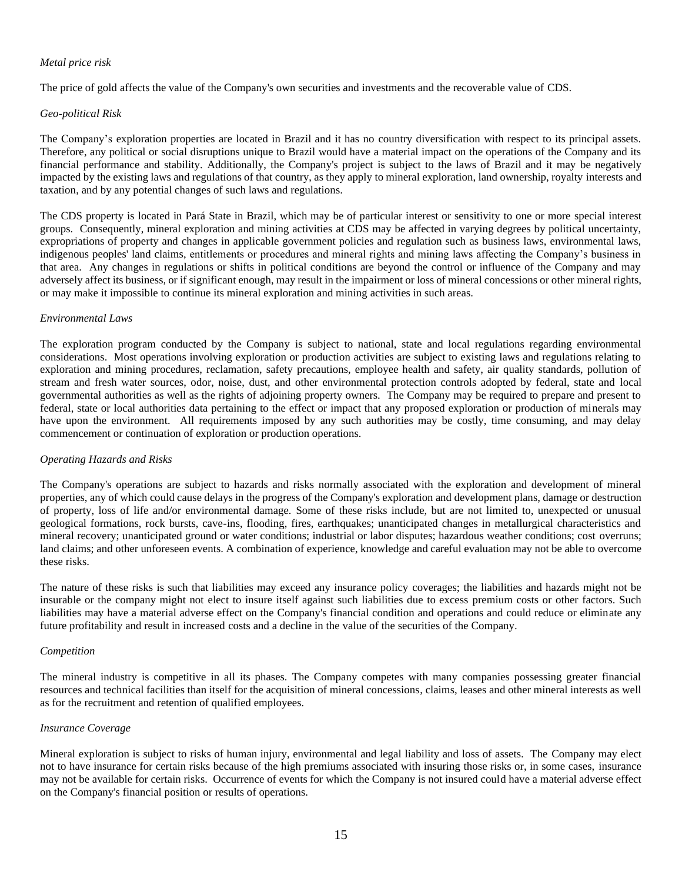*Metal price risk*

The price of gold affects the value of the Company's own securities and investments and the recoverable value of CDS.

*Geo-political Risk*

The Company's exploration properties are located in Brazil and it has no country diversification with respect to its principal assets. Therefore, any political or social disruptions unique to Brazil would have a material impact on the operations of the Company and its financial performance and stability. Additionally, the Company's project is subject to the laws of Brazil and it may be negatively impacted by the existing laws and regulations of that country, as they apply to mineral exploration, land ownership, royalty interests and taxation, and by any potential changes of such laws and regulations.

The CDS property is located in Pará State in Brazil, which may be of particular interest or sensitivity to one or more special interest groups. Consequently, mineral exploration and mining activities at CDS may be affected in varying degrees by political uncertainty, expropriations of property and changes in applicable government policies and regulation such as business laws, environmental laws, indigenous peoples' land claims, entitlements or procedures and mineral rights and mining laws affecting the Company's business in that area. Any changes in regulations or shifts in political conditions are beyond the control or influence of the Company and may adversely affect its business, or if significant enough, may result in the impairment or loss of mineral concessions or other mineral rights, or may make it impossible to continue its mineral exploration and mining activities in such areas.

*Environmental Laws*

The exploration program conducted by the Company is subject to national, state and local regulations regarding environmental considerations. Most operations involving exploration or production activities are subject to existing laws and regulations relating to exploration and mining procedures, reclamation, safety precautions, employee health and safety, air quality standards, pollution of stream and fresh water sources, odor, noise, dust, and other environmental protection controls adopted by federal, state and local governmental authorities as well as the rights of adjoining property owners. The Company may be required to prepare and present to federal, state or local authorities data pertaining to the effect or impact that any proposed exploration or production of minerals may have upon the environment. All requirements imposed by any such authorities may be costly, time consuming, and may delay commencement or continuation of exploration or production operations.

*Operating Hazards and Risks*

The Company's operations are subject to hazards and risks normally associated with the exploration and development of mineral properties, any of which could cause delays in the progress of the Company's exploration and development plans, damage or destruction of property, loss of life and/or environmental damage. Some of these risks include, but are not limited to, unexpected or unusual geological formations, rock bursts, cave-ins, flooding, fires, earthquakes; unanticipated changes in metallurgical characteristics and mineral recovery; unanticipated ground or water conditions; industrial or labor disputes; hazardous weather conditions; cost overruns; land claims; and other unforeseen events. A combination of experience, knowledge and careful evaluation may not be able to overcome these risks.

The nature of these risks is such that liabilities may exceed any insurance policy coverages; the liabilities and hazards might not be insurable or the company might not elect to insure itself against such liabilities due to excess premium costs or other factors. Such liabilities may have a material adverse effect on the Company's financial condition and operations and could reduce or eliminate any future profitability and result in increased costs and a decline in the value of the securities of the Company.

*Competition*

The mineral industry is competitive in all its phases. The Company competes with many companies possessing greater financial resources and technical facilities than itself for the acquisition of mineral concessions, claims, leases and other mineral interests as well as for the recruitment and retention of qualified employees.

*Insurance Coverage*

Mineral exploration is subject to risks of human injury, environmental and legal liability and loss of assets. The Company may elect not to have insurance for certain risks because of the high premiums associated with insuring those risks or, in some cases, insurance may not be available for certain risks. Occurrence of events for which the Company is not insured could have a material adverse effect on the Company's financial position or results of operations.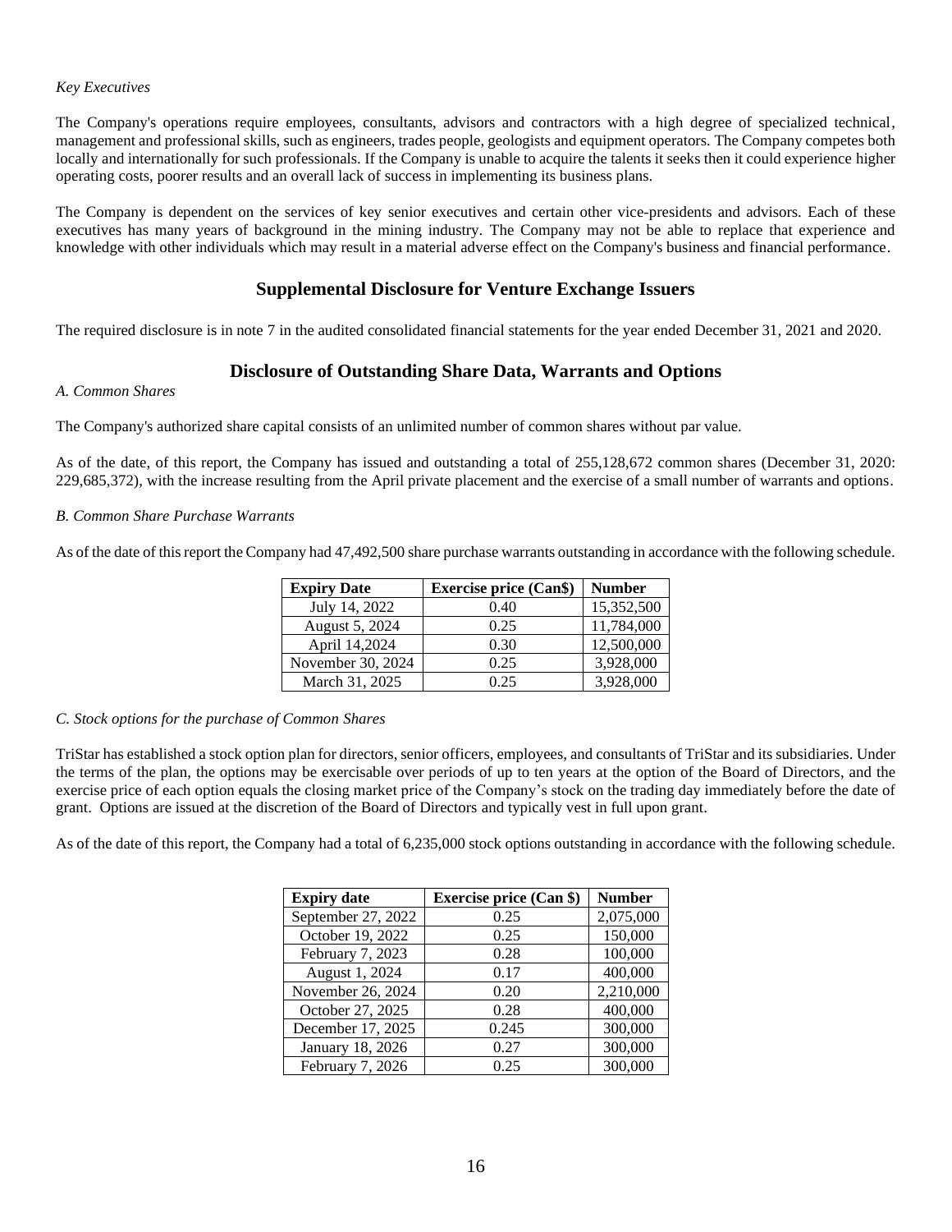*Key Executives*

The Company's operations require employees, consultants, advisors and contractors with a high degree of specialized technical, management and professional skills, such as engineers, trades people, geologists and equipment operators. The Company competes both locally and internationally for such professionals. If the Company is unable to acquire the talents it seeks then it could experience higher operating costs, poorer results and an overall lack of success in implementing its business plans.

The Company is dependent on the services of key senior executives and certain other vice-presidents and advisors. Each of these executives has many years of background in the mining industry. The Company may not be able to replace that experience and knowledge with other individuals which may result in a material adverse effect on the Company's business and financial performance.

## Supplemental Disclosure for Venture Exchange Issuers

The required disclosure is in note 7 in the audited consolidated financial statements for the year ended December 31, 2021 and 2020.

## Disclosure of Outstanding Share Data, Warrants and Options

*A. Common Shares*

The Company's authorized share capital consists of an unlimited number of common shares without par value.

As of the date, of this report, the Company has issued and outstanding a total of 255,128,672 common shares (December 31, 2020: 229,685,372), with the increase resulting from the April private placement and the exercise of a small number of warrants and options.

*B. Common Share Purchase Warrants*

As of the date of this report the Company had 47,492,500 share purchase warrants outstanding in accordance with the following schedule.

| Expiry Date | Exercise price (Can$) | Number |
|---|---|---|
| July 14, 2022 | 0.40 | 15,352,500 |
| August 5, 2024 | 0.25 | 11,784,000 |
| April 14,2024 | 0.30 | 12,500,000 |
| November 30, 2024 | 0.25 | 3,928,000 |
| March 31, 2025 | 0.25 | 3,928,000 |

*C. Stock options for the purchase of Common Shares*

TriStar has established a stock option plan for directors, senior officers, employees, and consultants of TriStar and its subsidiaries. Under the terms of the plan, the options may be exercisable over periods of up to ten years at the option of the Board of Directors, and the exercise price of each option equals the closing market price of the Company's stock on the trading day immediately before the date of grant. Options are issued at the discretion of the Board of Directors and typically vest in full upon grant.

As of the date of this report, the Company had a total of 6,235,000 stock options outstanding in accordance with the following schedule.

| Expiry date | Exercise price (Can $) | Number |
|---|---|---|
| September 27, 2022 | 0.25 | 2,075,000 |
| October 19, 2022 | 0.25 | 150,000 |
| February 7, 2023 | 0.28 | 100,000 |
| August 1, 2024 | 0.17 | 400,000 |
| November 26, 2024 | 0.20 | 2,210,000 |
| October 27, 2025 | 0.28 | 400,000 |
| December 17, 2025 | 0.245 | 300,000 |
| January 18, 2026 | 0.27 | 300,000 |
| February 7, 2026 | 0.25 | 300,000 |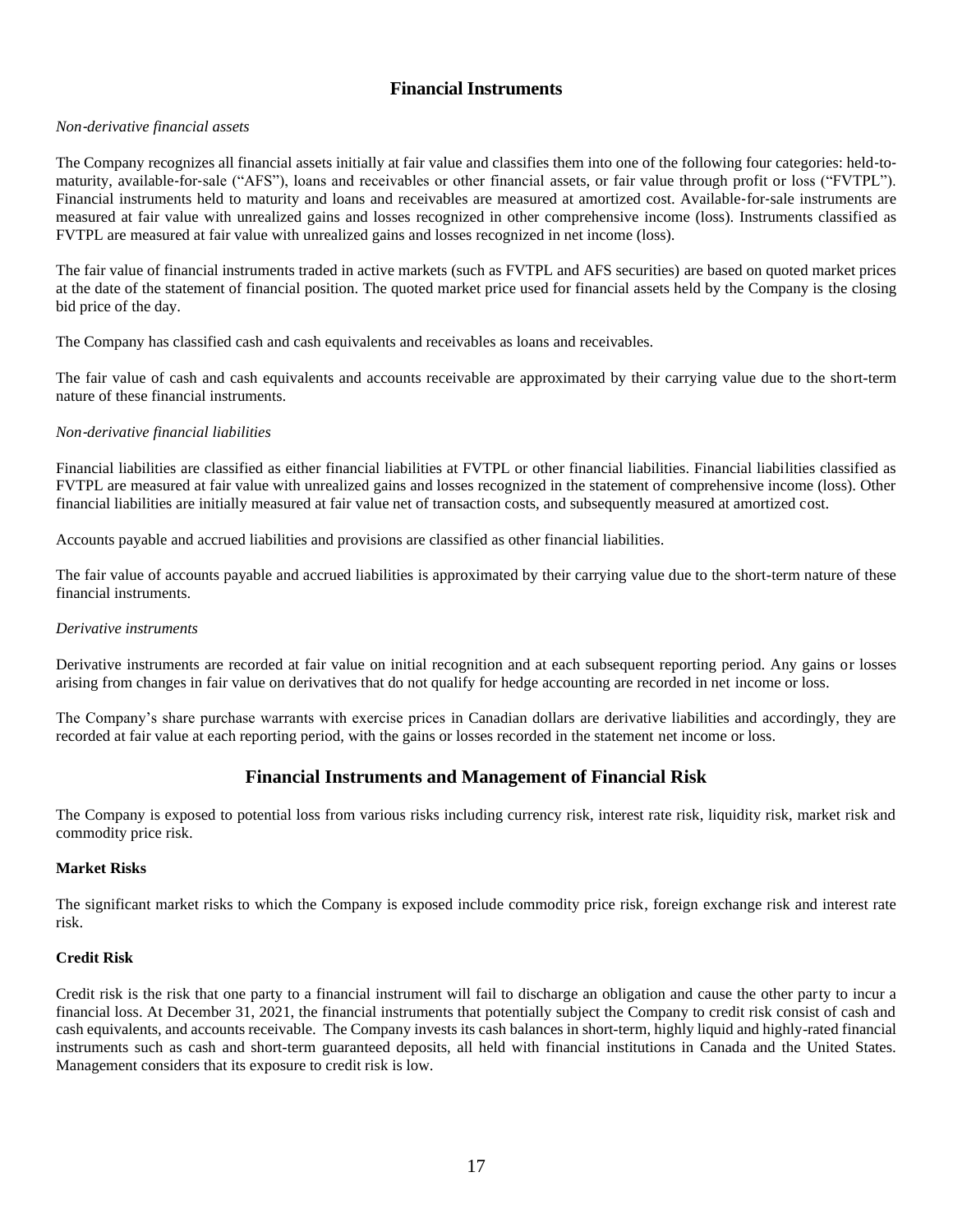## Financial Instruments

*Non-derivative financial assets*

The Company recognizes all financial assets initially at fair value and classifies them into one of the following four categories: held-to-maturity, available-for-sale ("AFS"), loans and receivables or other financial assets, or fair value through profit or loss ("FVTPL"). Financial instruments held to maturity and loans and receivables are measured at amortized cost. Available-for-sale instruments are measured at fair value with unrealized gains and losses recognized in other comprehensive income (loss). Instruments classified as FVTPL are measured at fair value with unrealized gains and losses recognized in net income (loss).

The fair value of financial instruments traded in active markets (such as FVTPL and AFS securities) are based on quoted market prices at the date of the statement of financial position. The quoted market price used for financial assets held by the Company is the closing bid price of the day.

The Company has classified cash and cash equivalents and receivables as loans and receivables.

The fair value of cash and cash equivalents and accounts receivable are approximated by their carrying value due to the short-term nature of these financial instruments.

*Non-derivative financial liabilities*

Financial liabilities are classified as either financial liabilities at FVTPL or other financial liabilities. Financial liabilities classified as FVTPL are measured at fair value with unrealized gains and losses recognized in the statement of comprehensive income (loss). Other financial liabilities are initially measured at fair value net of transaction costs, and subsequently measured at amortized cost.

Accounts payable and accrued liabilities and provisions are classified as other financial liabilities.

The fair value of accounts payable and accrued liabilities is approximated by their carrying value due to the short-term nature of these financial instruments.

*Derivative instruments*

Derivative instruments are recorded at fair value on initial recognition and at each subsequent reporting period. Any gains or losses arising from changes in fair value on derivatives that do not qualify for hedge accounting are recorded in net income or loss.

The Company's share purchase warrants with exercise prices in Canadian dollars are derivative liabilities and accordingly, they are recorded at fair value at each reporting period, with the gains or losses recorded in the statement net income or loss.

## Financial Instruments and Management of Financial Risk

The Company is exposed to potential loss from various risks including currency risk, interest rate risk, liquidity risk, market risk and commodity price risk.

**Market Risks**

The significant market risks to which the Company is exposed include commodity price risk, foreign exchange risk and interest rate risk.

**Credit Risk**

Credit risk is the risk that one party to a financial instrument will fail to discharge an obligation and cause the other party to incur a financial loss. At December 31, 2021, the financial instruments that potentially subject the Company to credit risk consist of cash and cash equivalents, and accounts receivable. The Company invests its cash balances in short-term, highly liquid and highly-rated financial instruments such as cash and short-term guaranteed deposits, all held with financial institutions in Canada and the United States. Management considers that its exposure to credit risk is low.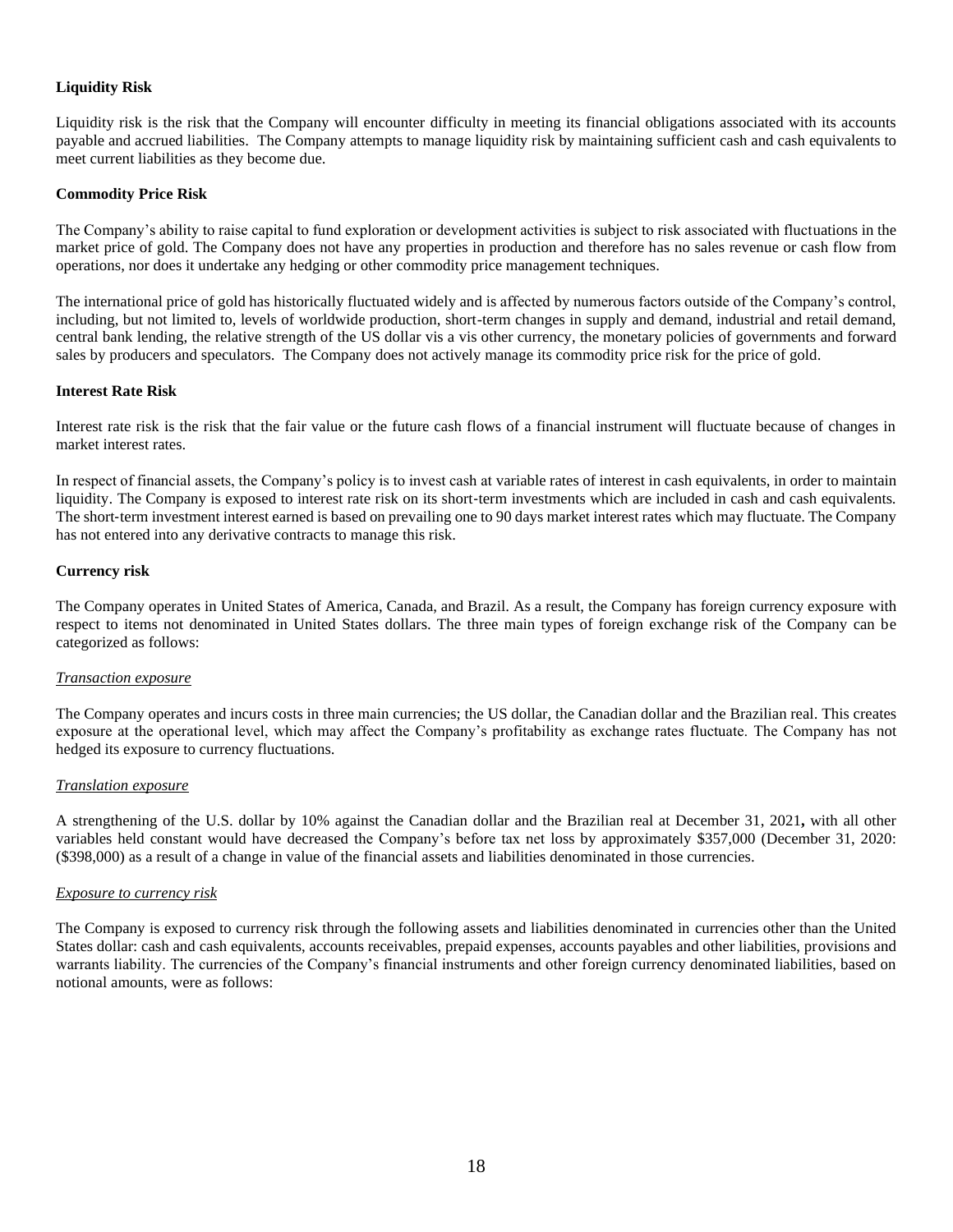**Liquidity Risk**

Liquidity risk is the risk that the Company will encounter difficulty in meeting its financial obligations associated with its accounts payable and accrued liabilities. The Company attempts to manage liquidity risk by maintaining sufficient cash and cash equivalents to meet current liabilities as they become due.

**Commodity Price Risk**

The Company's ability to raise capital to fund exploration or development activities is subject to risk associated with fluctuations in the market price of gold. The Company does not have any properties in production and therefore has no sales revenue or cash flow from operations, nor does it undertake any hedging or other commodity price management techniques.

The international price of gold has historically fluctuated widely and is affected by numerous factors outside of the Company's control, including, but not limited to, levels of worldwide production, short-term changes in supply and demand, industrial and retail demand, central bank lending, the relative strength of the US dollar vis a vis other currency, the monetary policies of governments and forward sales by producers and speculators. The Company does not actively manage its commodity price risk for the price of gold.

**Interest Rate Risk**

Interest rate risk is the risk that the fair value or the future cash flows of a financial instrument will fluctuate because of changes in market interest rates.

In respect of financial assets, the Company's policy is to invest cash at variable rates of interest in cash equivalents, in order to maintain liquidity. The Company is exposed to interest rate risk on its short-term investments which are included in cash and cash equivalents. The short-term investment interest earned is based on prevailing one to 90 days market interest rates which may fluctuate. The Company has not entered into any derivative contracts to manage this risk.

**Currency risk**

The Company operates in United States of America, Canada, and Brazil. As a result, the Company has foreign currency exposure with respect to items not denominated in United States dollars. The three main types of foreign exchange risk of the Company can be categorized as follows:

*Transaction exposure*

The Company operates and incurs costs in three main currencies; the US dollar, the Canadian dollar and the Brazilian real. This creates exposure at the operational level, which may affect the Company's profitability as exchange rates fluctuate. The Company has not hedged its exposure to currency fluctuations.

*Translation exposure*

A strengthening of the U.S. dollar by 10% against the Canadian dollar and the Brazilian real at December 31, 2021**,** with all other variables held constant would have decreased the Company's before tax net loss by approximately $357,000 (December 31, 2020: ($398,000) as a result of a change in value of the financial assets and liabilities denominated in those currencies.

*Exposure to currency risk*

The Company is exposed to currency risk through the following assets and liabilities denominated in currencies other than the United States dollar: cash and cash equivalents, accounts receivables, prepaid expenses, accounts payables and other liabilities, provisions and warrants liability. The currencies of the Company's financial instruments and other foreign currency denominated liabilities, based on notional amounts, were as follows: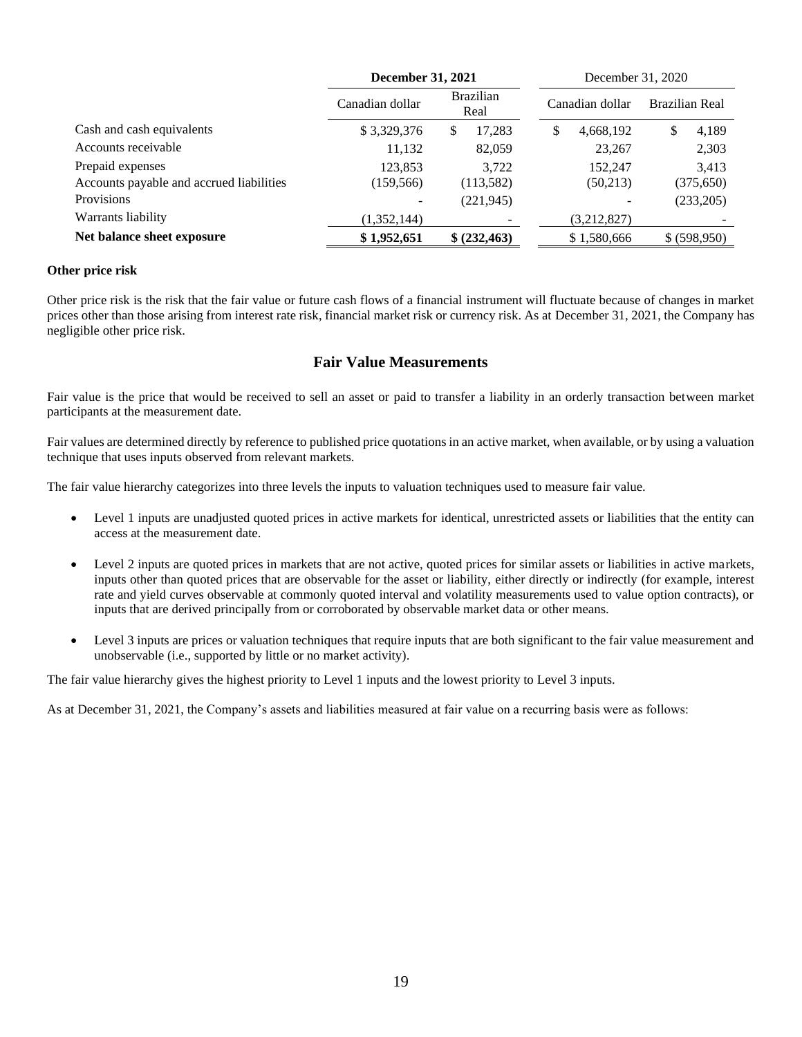| | **December 31, 2021** | | December 31, 2020 | |
|---|---|---|---|---|
| | Canadian dollar | Brazilian Real | Canadian dollar | Brazilian Real |
| Cash and cash equivalents | $ 3,329,376 | $ 17,283 | $ 4,668,192 | $ 4,189 |
| Accounts receivable | 11,132 | 82,059 | 23,267 | 2,303 |
| Prepaid expenses | 123,853 | 3,722 | 152,247 | 3,413 |
| Accounts payable and accrued liabilities | (159,566) | (113,582) | (50,213) | (375,650) |
| Provisions | - | (221,945) | - | (233,205) |
| Warrants liability | (1,352,144) | - | (3,212,827) | - |
| **Net balance sheet exposure** | **$ 1,952,651** | **$ (232,463)** | $ 1,580,666 | $ (598,950) |

**Other price risk**

Other price risk is the risk that the fair value or future cash flows of a financial instrument will fluctuate because of changes in market prices other than those arising from interest rate risk, financial market risk or currency risk. As at December 31, 2021, the Company has negligible other price risk.

## Fair Value Measurements

Fair value is the price that would be received to sell an asset or paid to transfer a liability in an orderly transaction between market participants at the measurement date.

Fair values are determined directly by reference to published price quotations in an active market, when available, or by using a valuation technique that uses inputs observed from relevant markets.

The fair value hierarchy categorizes into three levels the inputs to valuation techniques used to measure fair value.

- Level 1 inputs are unadjusted quoted prices in active markets for identical, unrestricted assets or liabilities that the entity can access at the measurement date.
- Level 2 inputs are quoted prices in markets that are not active, quoted prices for similar assets or liabilities in active markets, inputs other than quoted prices that are observable for the asset or liability, either directly or indirectly (for example, interest rate and yield curves observable at commonly quoted interval and volatility measurements used to value option contracts), or inputs that are derived principally from or corroborated by observable market data or other means.
- Level 3 inputs are prices or valuation techniques that require inputs that are both significant to the fair value measurement and unobservable (i.e., supported by little or no market activity).

The fair value hierarchy gives the highest priority to Level 1 inputs and the lowest priority to Level 3 inputs.

As at December 31, 2021, the Company's assets and liabilities measured at fair value on a recurring basis were as follows: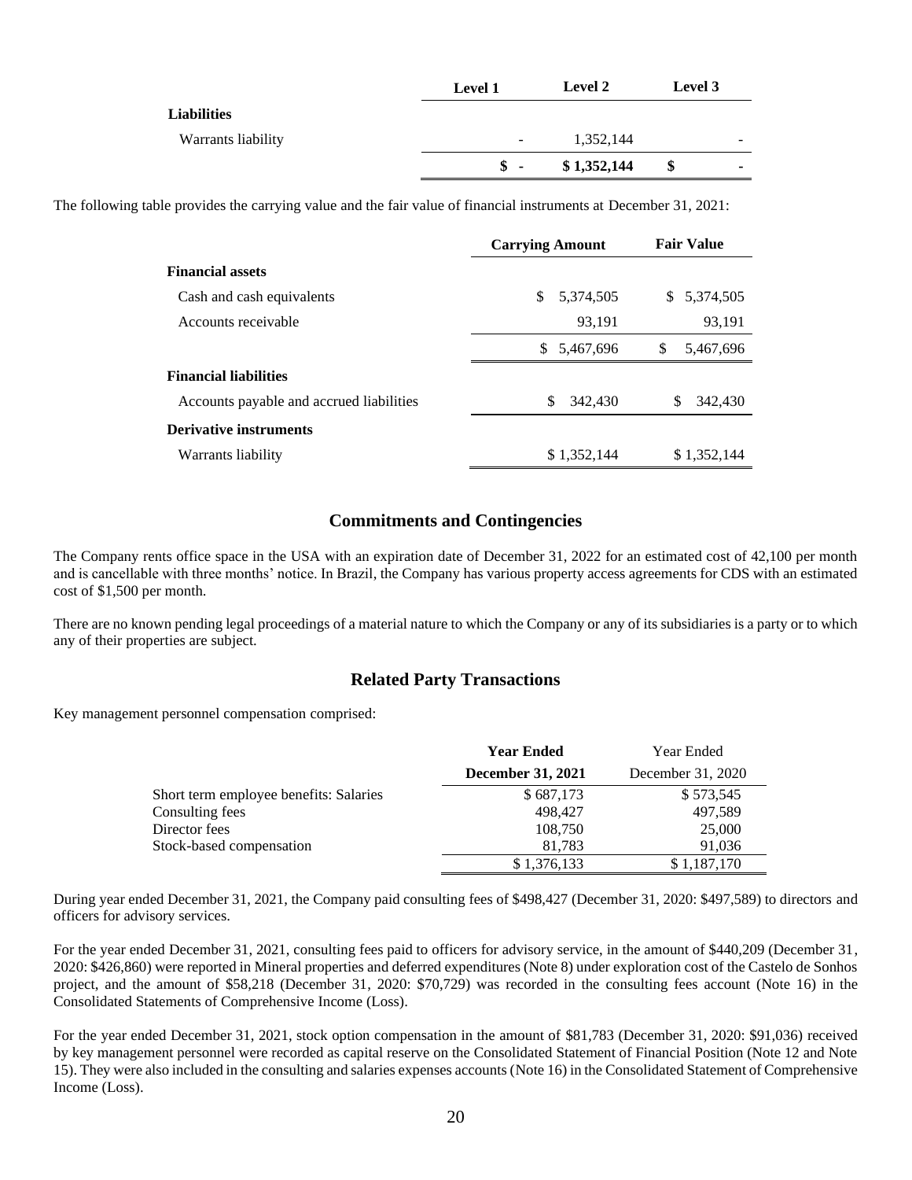| | Level 1 | Level 2 | Level 3 |
|---|---|---|---|
| **Liabilities** | | | |
| Warrants liability | - | 1,352,144 | - |
| | **$ -** | **$ 1,352,144** | **$ -** |

The following table provides the carrying value and the fair value of financial instruments at December 31, 2021:

| | Carrying Amount | Fair Value |
|---|---|---|
| **Financial assets** | | |
| Cash and cash equivalents | $ 5,374,505 | $ 5,374,505 |
| Accounts receivable | 93,191 | 93,191 |
| | $ 5,467,696 | $ 5,467,696 |
| **Financial liabilities** | | |
| Accounts payable and accrued liabilities | $ 342,430 | $ 342,430 |
| **Derivative instruments** | | |
| Warrants liability | $ 1,352,144 | $ 1,352,144 |

## Commitments and Contingencies

The Company rents office space in the USA with an expiration date of December 31, 2022 for an estimated cost of 42,100 per month and is cancellable with three months' notice. In Brazil, the Company has various property access agreements for CDS with an estimated cost of $1,500 per month.

There are no known pending legal proceedings of a material nature to which the Company or any of its subsidiaries is a party or to which any of their properties are subject.

## Related Party Transactions

Key management personnel compensation comprised:

| | **Year Ended December 31, 2021** | Year Ended December 31, 2020 |
|---|---|---|
| Short term employee benefits: Salaries | $ 687,173 | $ 573,545 |
| Consulting fees | 498,427 | 497,589 |
| Director fees | 108,750 | 25,000 |
| Stock-based compensation | 81,783 | 91,036 |
| | $ 1,376,133 | $ 1,187,170 |

During year ended December 31, 2021, the Company paid consulting fees of $498,427 (December 31, 2020: $497,589) to directors and officers for advisory services.

For the year ended December 31, 2021, consulting fees paid to officers for advisory service, in the amount of $440,209 (December 31, 2020: $426,860) were reported in Mineral properties and deferred expenditures (Note 8) under exploration cost of the Castelo de Sonhos project, and the amount of $58,218 (December 31, 2020: $70,729) was recorded in the consulting fees account (Note 16) in the Consolidated Statements of Comprehensive Income (Loss).

For the year ended December 31, 2021, stock option compensation in the amount of $81,783 (December 31, 2020: $91,036) received by key management personnel were recorded as capital reserve on the Consolidated Statement of Financial Position (Note 12 and Note 15). They were also included in the consulting and salaries expenses accounts (Note 16) in the Consolidated Statement of Comprehensive Income (Loss).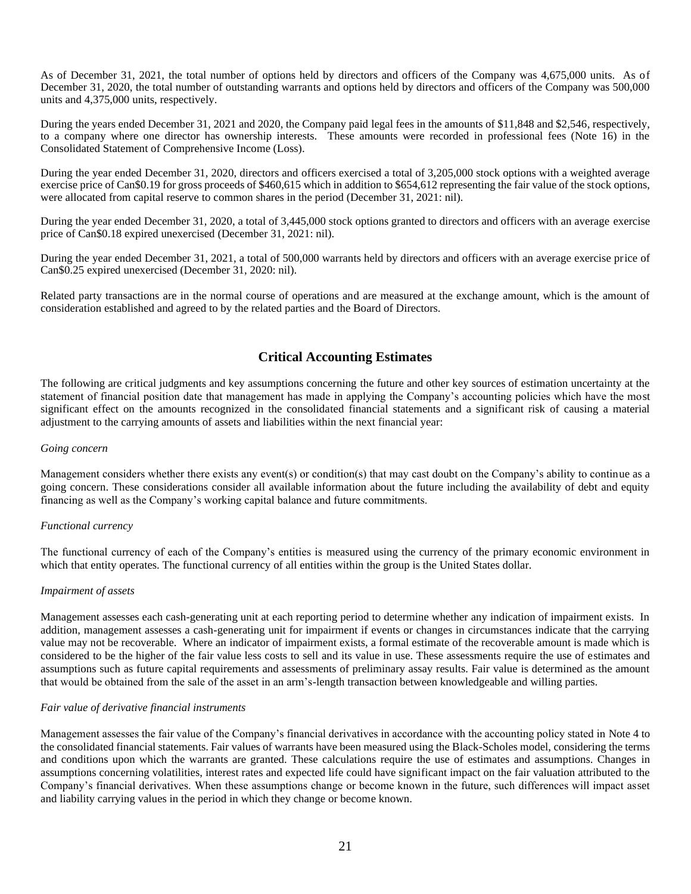As of December 31, 2021, the total number of options held by directors and officers of the Company was 4,675,000 units. As of December 31, 2020, the total number of outstanding warrants and options held by directors and officers of the Company was 500,000 units and 4,375,000 units, respectively.

During the years ended December 31, 2021 and 2020, the Company paid legal fees in the amounts of $11,848 and $2,546, respectively, to a company where one director has ownership interests. These amounts were recorded in professional fees (Note 16) in the Consolidated Statement of Comprehensive Income (Loss).

During the year ended December 31, 2020, directors and officers exercised a total of 3,205,000 stock options with a weighted average exercise price of Can$0.19 for gross proceeds of $460,615 which in addition to $654,612 representing the fair value of the stock options, were allocated from capital reserve to common shares in the period (December 31, 2021: nil).

During the year ended December 31, 2020, a total of 3,445,000 stock options granted to directors and officers with an average exercise price of Can$0.18 expired unexercised (December 31, 2021: nil).

During the year ended December 31, 2021, a total of 500,000 warrants held by directors and officers with an average exercise price of Can$0.25 expired unexercised (December 31, 2020: nil).

Related party transactions are in the normal course of operations and are measured at the exchange amount, which is the amount of consideration established and agreed to by the related parties and the Board of Directors.

## Critical Accounting Estimates

The following are critical judgments and key assumptions concerning the future and other key sources of estimation uncertainty at the statement of financial position date that management has made in applying the Company's accounting policies which have the most significant effect on the amounts recognized in the consolidated financial statements and a significant risk of causing a material adjustment to the carrying amounts of assets and liabilities within the next financial year:

*Going concern*

Management considers whether there exists any event(s) or condition(s) that may cast doubt on the Company's ability to continue as a going concern. These considerations consider all available information about the future including the availability of debt and equity financing as well as the Company's working capital balance and future commitments.

*Functional currency*

The functional currency of each of the Company's entities is measured using the currency of the primary economic environment in which that entity operates. The functional currency of all entities within the group is the United States dollar.

*Impairment of assets*

Management assesses each cash-generating unit at each reporting period to determine whether any indication of impairment exists. In addition, management assesses a cash-generating unit for impairment if events or changes in circumstances indicate that the carrying value may not be recoverable. Where an indicator of impairment exists, a formal estimate of the recoverable amount is made which is considered to be the higher of the fair value less costs to sell and its value in use. These assessments require the use of estimates and assumptions such as future capital requirements and assessments of preliminary assay results. Fair value is determined as the amount that would be obtained from the sale of the asset in an arm's-length transaction between knowledgeable and willing parties.

*Fair value of derivative financial instruments*

Management assesses the fair value of the Company's financial derivatives in accordance with the accounting policy stated in Note 4 to the consolidated financial statements. Fair values of warrants have been measured using the Black-Scholes model, considering the terms and conditions upon which the warrants are granted. These calculations require the use of estimates and assumptions. Changes in assumptions concerning volatilities, interest rates and expected life could have significant impact on the fair valuation attributed to the Company's financial derivatives. When these assumptions change or become known in the future, such differences will impact asset and liability carrying values in the period in which they change or become known.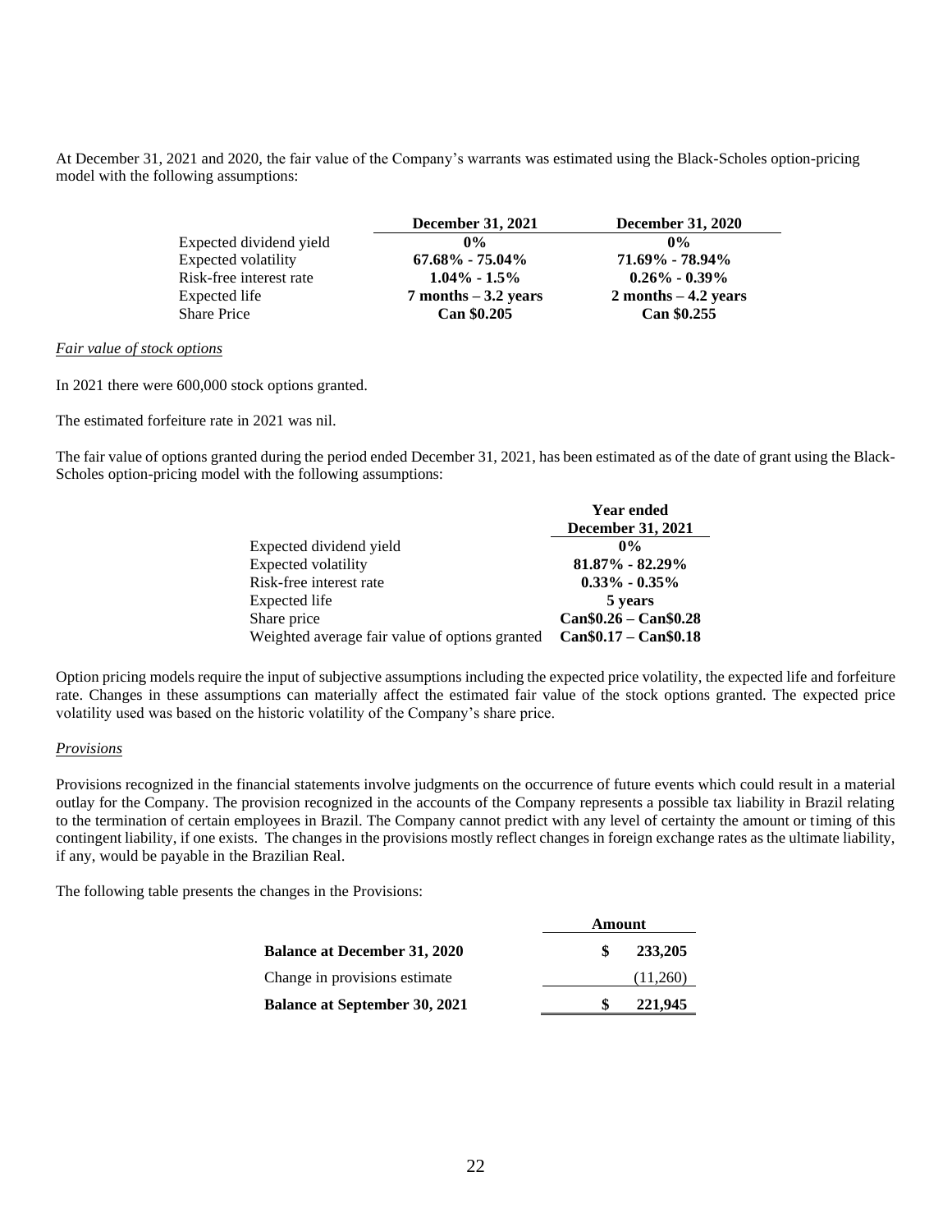At December 31, 2021 and 2020, the fair value of the Company's warrants was estimated using the Black-Scholes option-pricing model with the following assumptions:

| | December 31, 2021 | December 31, 2020 |
|---|---|---|
| Expected dividend yield | **0%** | **0%** |
| Expected volatility | **67.68% - 75.04%** | **71.69% - 78.94%** |
| Risk-free interest rate | **1.04% - 1.5%** | **0.26% - 0.39%** |
| Expected life | **7 months – 3.2 years** | **2 months – 4.2 years** |
| Share Price | **Can $0.205** | **Can $0.255** |

*Fair value of stock options*

In 2021 there were 600,000 stock options granted.

The estimated forfeiture rate in 2021 was nil.

The fair value of options granted during the period ended December 31, 2021, has been estimated as of the date of grant using the Black-Scholes option-pricing model with the following assumptions:

| | Year ended December 31, 2021 |
|---|---|
| Expected dividend yield | **0%** |
| Expected volatility | **81.87% - 82.29%** |
| Risk-free interest rate | **0.33% - 0.35%** |
| Expected life | **5 years** |
| Share price | **Can$0.26 – Can$0.28** |
| Weighted average fair value of options granted | **Can$0.17 – Can$0.18** |

Option pricing models require the input of subjective assumptions including the expected price volatility, the expected life and forfeiture rate. Changes in these assumptions can materially affect the estimated fair value of the stock options granted. The expected price volatility used was based on the historic volatility of the Company's share price.

*Provisions*

Provisions recognized in the financial statements involve judgments on the occurrence of future events which could result in a material outlay for the Company. The provision recognized in the accounts of the Company represents a possible tax liability in Brazil relating to the termination of certain employees in Brazil. The Company cannot predict with any level of certainty the amount or timing of this contingent liability, if one exists. The changes in the provisions mostly reflect changes in foreign exchange rates as the ultimate liability, if any, would be payable in the Brazilian Real.

The following table presents the changes in the Provisions:

| | Amount |
|---|---|
| **Balance at December 31, 2020** | **$ 233,205** |
| Change in provisions estimate | (11,260) |
| **Balance at September 30, 2021** | **$ 221,945** |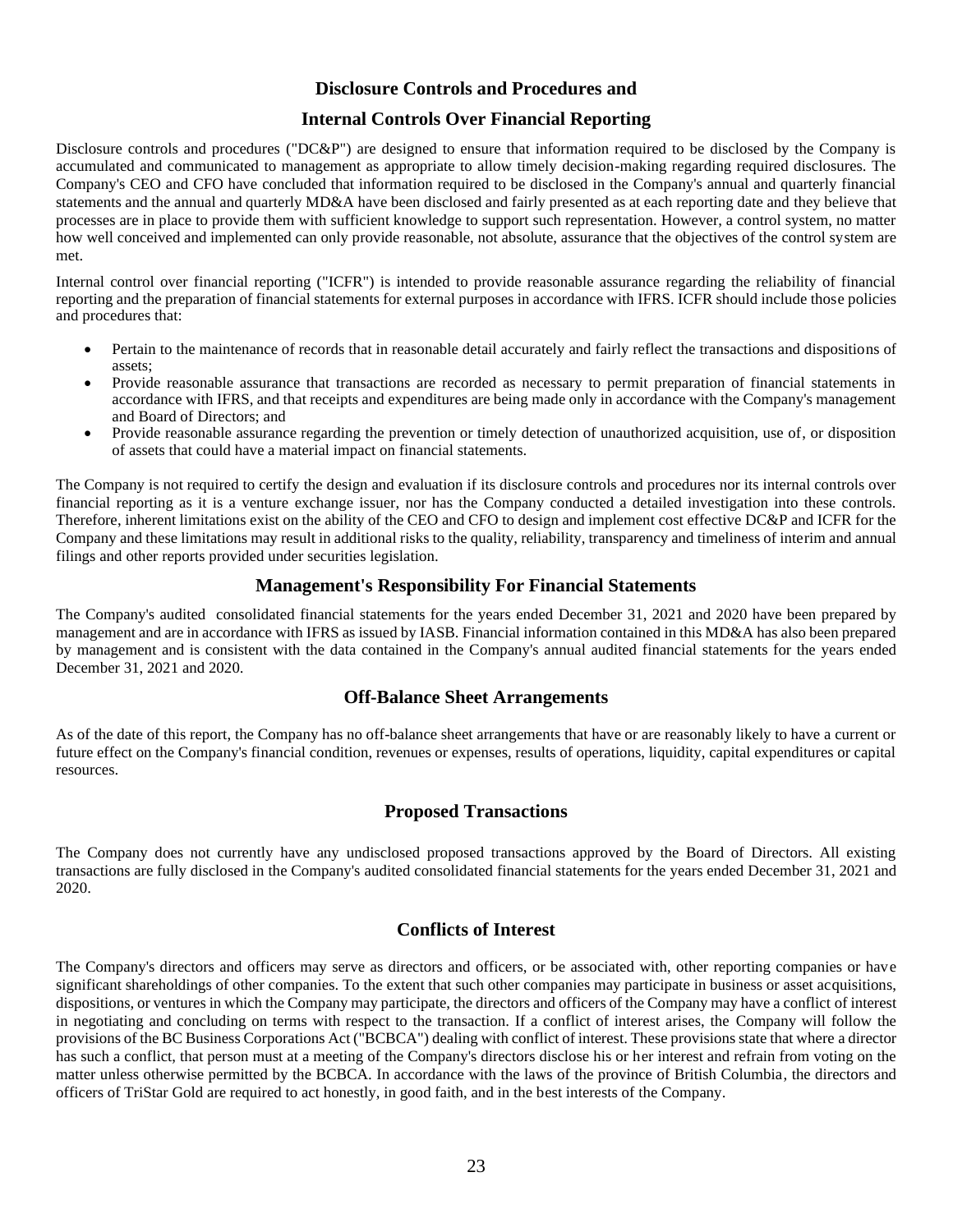## Disclosure Controls and Procedures and

## Internal Controls Over Financial Reporting

Disclosure controls and procedures ("DC&P") are designed to ensure that information required to be disclosed by the Company is accumulated and communicated to management as appropriate to allow timely decision-making regarding required disclosures. The Company's CEO and CFO have concluded that information required to be disclosed in the Company's annual and quarterly financial statements and the annual and quarterly MD&A have been disclosed and fairly presented as at each reporting date and they believe that processes are in place to provide them with sufficient knowledge to support such representation. However, a control system, no matter how well conceived and implemented can only provide reasonable, not absolute, assurance that the objectives of the control system are met.

Internal control over financial reporting ("ICFR") is intended to provide reasonable assurance regarding the reliability of financial reporting and the preparation of financial statements for external purposes in accordance with IFRS. ICFR should include those policies and procedures that:

- Pertain to the maintenance of records that in reasonable detail accurately and fairly reflect the transactions and dispositions of assets;
- Provide reasonable assurance that transactions are recorded as necessary to permit preparation of financial statements in accordance with IFRS, and that receipts and expenditures are being made only in accordance with the Company's management and Board of Directors; and
- Provide reasonable assurance regarding the prevention or timely detection of unauthorized acquisition, use of, or disposition of assets that could have a material impact on financial statements.

The Company is not required to certify the design and evaluation if its disclosure controls and procedures nor its internal controls over financial reporting as it is a venture exchange issuer, nor has the Company conducted a detailed investigation into these controls. Therefore, inherent limitations exist on the ability of the CEO and CFO to design and implement cost effective DC&P and ICFR for the Company and these limitations may result in additional risks to the quality, reliability, transparency and timeliness of interim and annual filings and other reports provided under securities legislation.

## Management's Responsibility For Financial Statements

The Company's audited consolidated financial statements for the years ended December 31, 2021 and 2020 have been prepared by management and are in accordance with IFRS as issued by IASB. Financial information contained in this MD&A has also been prepared by management and is consistent with the data contained in the Company's annual audited financial statements for the years ended December 31, 2021 and 2020.

## Off-Balance Sheet Arrangements

As of the date of this report, the Company has no off-balance sheet arrangements that have or are reasonably likely to have a current or future effect on the Company's financial condition, revenues or expenses, results of operations, liquidity, capital expenditures or capital resources.

## Proposed Transactions

The Company does not currently have any undisclosed proposed transactions approved by the Board of Directors. All existing transactions are fully disclosed in the Company's audited consolidated financial statements for the years ended December 31, 2021 and 2020.

## Conflicts of Interest

The Company's directors and officers may serve as directors and officers, or be associated with, other reporting companies or have significant shareholdings of other companies. To the extent that such other companies may participate in business or asset acquisitions, dispositions, or ventures in which the Company may participate, the directors and officers of the Company may have a conflict of interest in negotiating and concluding on terms with respect to the transaction. If a conflict of interest arises, the Company will follow the provisions of the BC Business Corporations Act ("BCBCA") dealing with conflict of interest. These provisions state that where a director has such a conflict, that person must at a meeting of the Company's directors disclose his or her interest and refrain from voting on the matter unless otherwise permitted by the BCBCA. In accordance with the laws of the province of British Columbia, the directors and officers of TriStar Gold are required to act honestly, in good faith, and in the best interests of the Company.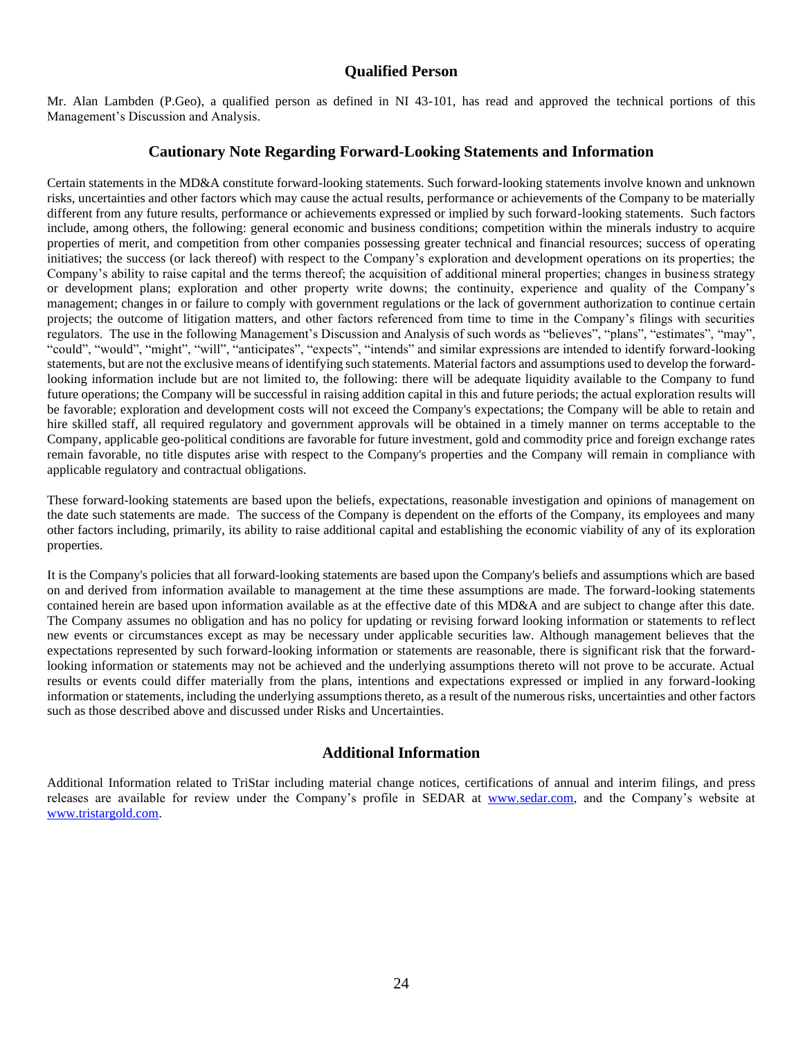## Qualified Person

Mr. Alan Lambden (P.Geo), a qualified person as defined in NI 43-101, has read and approved the technical portions of this Management's Discussion and Analysis.

## Cautionary Note Regarding Forward-Looking Statements and Information

Certain statements in the MD&A constitute forward-looking statements. Such forward-looking statements involve known and unknown risks, uncertainties and other factors which may cause the actual results, performance or achievements of the Company to be materially different from any future results, performance or achievements expressed or implied by such forward-looking statements. Such factors include, among others, the following: general economic and business conditions; competition within the minerals industry to acquire properties of merit, and competition from other companies possessing greater technical and financial resources; success of operating initiatives; the success (or lack thereof) with respect to the Company's exploration and development operations on its properties; the Company's ability to raise capital and the terms thereof; the acquisition of additional mineral properties; changes in business strategy or development plans; exploration and other property write downs; the continuity, experience and quality of the Company's management; changes in or failure to comply with government regulations or the lack of government authorization to continue certain projects; the outcome of litigation matters, and other factors referenced from time to time in the Company's filings with securities regulators. The use in the following Management's Discussion and Analysis of such words as "believes", "plans", "estimates", "may", "could", "would", "might", "will", "anticipates", "expects", "intends" and similar expressions are intended to identify forward-looking statements, but are not the exclusive means of identifying such statements. Material factors and assumptions used to develop the forward-looking information include but are not limited to, the following: there will be adequate liquidity available to the Company to fund future operations; the Company will be successful in raising addition capital in this and future periods; the actual exploration results will be favorable; exploration and development costs will not exceed the Company's expectations; the Company will be able to retain and hire skilled staff, all required regulatory and government approvals will be obtained in a timely manner on terms acceptable to the Company, applicable geo-political conditions are favorable for future investment, gold and commodity price and foreign exchange rates remain favorable, no title disputes arise with respect to the Company's properties and the Company will remain in compliance with applicable regulatory and contractual obligations.

These forward-looking statements are based upon the beliefs, expectations, reasonable investigation and opinions of management on the date such statements are made. The success of the Company is dependent on the efforts of the Company, its employees and many other factors including, primarily, its ability to raise additional capital and establishing the economic viability of any of its exploration properties.

It is the Company's policies that all forward-looking statements are based upon the Company's beliefs and assumptions which are based on and derived from information available to management at the time these assumptions are made. The forward-looking statements contained herein are based upon information available as at the effective date of this MD&A and are subject to change after this date. The Company assumes no obligation and has no policy for updating or revising forward looking information or statements to reflect new events or circumstances except as may be necessary under applicable securities law. Although management believes that the expectations represented by such forward-looking information or statements are reasonable, there is significant risk that the forward-looking information or statements may not be achieved and the underlying assumptions thereto will not prove to be accurate. Actual results or events could differ materially from the plans, intentions and expectations expressed or implied in any forward-looking information or statements, including the underlying assumptions thereto, as a result of the numerous risks, uncertainties and other factors such as those described above and discussed under Risks and Uncertainties.

## Additional Information

Additional Information related to TriStar including material change notices, certifications of annual and interim filings, and press releases are available for review under the Company's profile in SEDAR at [www.sedar.com](http://www.sedar.com), and the Company's website at [www.tristargold.com](http://www.tristargold.com).